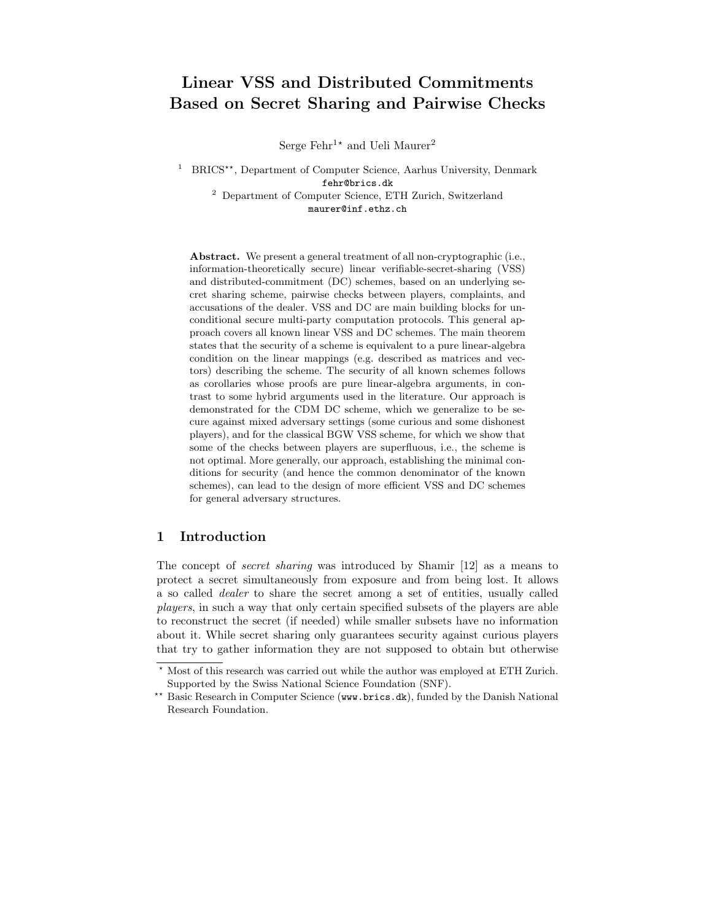# Linear VSS and Distributed Commitments Based on Secret Sharing and Pairwise Checks

Serge Fehr[1⋆] and Ueli Maurer[2]

[1] BRICS[⋆⋆], Department of Computer Science, Aarhus University, Denmark
fehr@brics.dk

[2] Department of Computer Science, ETH Zurich, Switzerland
maurer@inf.ethz.ch

**Abstract.** We present a general treatment of all non-cryptographic (i.e., information-theoretically secure) linear verifiable-secret-sharing (VSS) and distributed-commitment (DC) schemes, based on an underlying secret sharing scheme, pairwise checks between players, complaints, and accusations of the dealer. VSS and DC are main building blocks for unconditional secure multi-party computation protocols. This general approach covers all known linear VSS and DC schemes. The main theorem states that the security of a scheme is equivalent to a pure linear-algebra condition on the linear mappings (e.g. described as matrices and vectors) describing the scheme. The security of all known schemes follows as corollaries whose proofs are pure linear-algebra arguments, in contrast to some hybrid arguments used in the literature. Our approach is demonstrated for the CDM DC scheme, which we generalize to be secure against mixed adversary settings (some curious and some dishonest players), and for the classical BGW VSS scheme, for which we show that some of the checks between players are superfluous, i.e., the scheme is not optimal. More generally, our approach, establishing the minimal conditions for security (and hence the common denominator of the known schemes), can lead to the design of more efficient VSS and DC schemes for general adversary structures.

## 1 Introduction

The concept of *secret sharing* was introduced by Shamir [12] as a means to protect a secret simultaneously from exposure and from being lost. It allows a so called *dealer* to share the secret among a set of entities, usually called *players*, in such a way that only certain specified subsets of the players are able to reconstruct the secret (if needed) while smaller subsets have no information about it. While secret sharing only guarantees security against curious players that try to gather information they are not supposed to obtain but otherwise

⋆ Most of this research was carried out while the author was employed at ETH Zurich. Supported by the Swiss National Science Foundation (SNF).

⋆⋆ Basic Research in Computer Science (www.brics.dk), funded by the Danish National Research Foundation.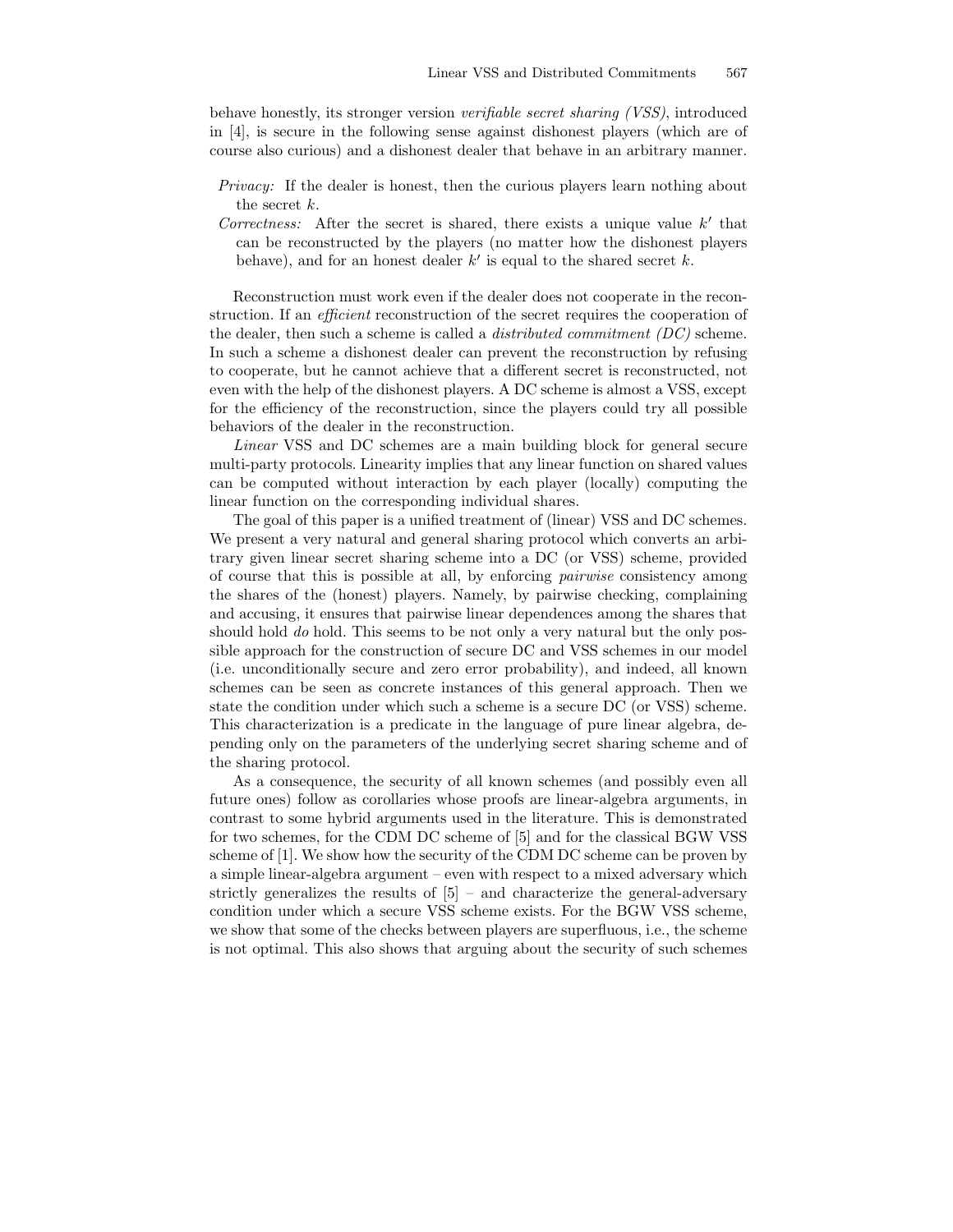behave honestly, its stronger version *verifiable secret sharing (VSS)*, introduced in [4], is secure in the following sense against dishonest players (which are of course also curious) and a dishonest dealer that behave in an arbitrary manner.

- *Privacy:* If the dealer is honest, then the curious players learn nothing about the secret $k$.
- *Correctness:* After the secret is shared, there exists a unique value $k'$ that can be reconstructed by the players (no matter how the dishonest players behave), and for an honest dealer $k'$ is equal to the shared secret $k$.

Reconstruction must work even if the dealer does not cooperate in the reconstruction. If an *efficient* reconstruction of the secret requires the cooperation of the dealer, then such a scheme is called a *distributed commitment (DC)* scheme. In such a scheme a dishonest dealer can prevent the reconstruction by refusing to cooperate, but he cannot achieve that a different secret is reconstructed, not even with the help of the dishonest players. A DC scheme is almost a VSS, except for the efficiency of the reconstruction, since the players could try all possible behaviors of the dealer in the reconstruction.

*Linear* VSS and DC schemes are a main building block for general secure multi-party protocols. Linearity implies that any linear function on shared values can be computed without interaction by each player (locally) computing the linear function on the corresponding individual shares.

The goal of this paper is a unified treatment of (linear) VSS and DC schemes. We present a very natural and general sharing protocol which converts an arbitrary given linear secret sharing scheme into a DC (or VSS) scheme, provided of course that this is possible at all, by enforcing *pairwise* consistency among the shares of the (honest) players. Namely, by pairwise checking, complaining and accusing, it ensures that pairwise linear dependences among the shares that should hold *do* hold. This seems to be not only a very natural but the only possible approach for the construction of secure DC and VSS schemes in our model (i.e. unconditionally secure and zero error probability), and indeed, all known schemes can be seen as concrete instances of this general approach. Then we state the condition under which such a scheme is a secure DC (or VSS) scheme. This characterization is a predicate in the language of pure linear algebra, depending only on the parameters of the underlying secret sharing scheme and of the sharing protocol.

As a consequence, the security of all known schemes (and possibly even all future ones) follow as corollaries whose proofs are linear-algebra arguments, in contrast to some hybrid arguments used in the literature. This is demonstrated for two schemes, for the CDM DC scheme of [5] and for the classical BGW VSS scheme of [1]. We show how the security of the CDM DC scheme can be proven by a simple linear-algebra argument – even with respect to a mixed adversary which strictly generalizes the results of [5] – and characterize the general-adversary condition under which a secure VSS scheme exists. For the BGW VSS scheme, we show that some of the checks between players are superfluous, i.e., the scheme is not optimal. This also shows that arguing about the security of such schemes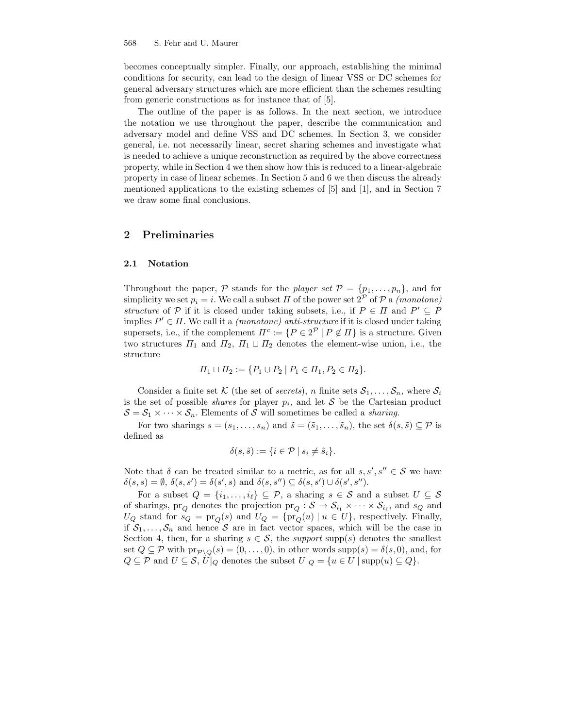becomes conceptually simpler. Finally, our approach, establishing the minimal conditions for security, can lead to the design of linear VSS or DC schemes for general adversary structures which are more efficient than the schemes resulting from generic constructions as for instance that of [5].

The outline of the paper is as follows. In the next section, we introduce the notation we use throughout the paper, describe the communication and adversary model and define VSS and DC schemes. In Section 3, we consider general, i.e. not necessarily linear, secret sharing schemes and investigate what is needed to achieve a unique reconstruction as required by the above correctness property, while in Section 4 we then show how this is reduced to a linear-algebraic property in case of linear schemes. In Section 5 and 6 we then discuss the already mentioned applications to the existing schemes of [5] and [1], and in Section 7 we draw some final conclusions.

## 2 Preliminaries

### 2.1 Notation

Throughout the paper, $\mathcal{P}$ stands for the *player set* $\mathcal{P} = \{p_1, \ldots, p_n\}$, and for simplicity we set $p_i = i$. We call a subset $\Pi$ of the power set $2^{\mathcal{P}}$ of $\mathcal{P}$ a *(monotone) structure* of $\mathcal{P}$ if it is closed under taking subsets, i.e., if $P \in \Pi$ and $P' \subseteq P$ implies $P' \in \Pi$. We call it a *(monotone) anti-structure* if it is closed under taking supersets, i.e., if the complement $\Pi^c := \{P \in 2^{\mathcal{P}} \mid P \notin \Pi\}$ is a structure. Given two structures $\Pi_1$ and $\Pi_2$, $\Pi_1 \sqcup \Pi_2$ denotes the element-wise union, i.e., the structure

$$\Pi_1 \sqcup \Pi_2 := \{P_1 \cup P_2 \mid P_1 \in \Pi_1, P_2 \in \Pi_2\}.$$

Consider a finite set $\mathcal{K}$ (the set of *secrets*), $n$ finite sets $\mathcal{S}_1, \ldots, \mathcal{S}_n$, where $\mathcal{S}_i$ is the set of possible *shares* for player $p_i$, and let $\mathcal{S}$ be the Cartesian product $\mathcal{S} = \mathcal{S}_1 \times \cdots \times \mathcal{S}_n$. Elements of $\mathcal{S}$ will sometimes be called a *sharing*.

For two sharings $s = (s_1, \ldots, s_n)$ and $\tilde{s} = (\tilde{s}_1, \ldots, \tilde{s}_n)$, the set $\delta(s, \tilde{s}) \subseteq \mathcal{P}$ is defined as

$$\delta(s, \tilde{s}) := \{i \in \mathcal{P} \mid s_i \neq \tilde{s}_i\}.$$

Note that $\delta$ can be treated similar to a metric, as for all $s, s', s'' \in \mathcal{S}$ we have $\delta(s, s) = \emptyset$, $\delta(s, s') = \delta(s', s)$ and $\delta(s, s'') \subseteq \delta(s, s') \cup \delta(s', s'')$.

For a subset $Q = \{i_1, \ldots, i_\ell\} \subseteq \mathcal{P}$, a sharing $s \in \mathcal{S}$ and a subset $U \subseteq \mathcal{S}$ of sharings, $\mathrm{pr}_Q$ denotes the projection $\mathrm{pr}_Q : \mathcal{S} \to \mathcal{S}_{i_1} \times \cdots \times \mathcal{S}_{i_\ell}$, and $s_Q$ and $U_Q$ stand for $s_Q = \mathrm{pr}_Q(s)$ and $U_Q = \{\mathrm{pr}_Q(u) \mid u \in U\}$, respectively. Finally, if $\mathcal{S}_1, \ldots, \mathcal{S}_n$ and hence $\mathcal{S}$ are in fact vector spaces, which will be the case in Section 4, then, for a sharing $s \in \mathcal{S}$, the *support* $\mathrm{supp}(s)$ denotes the smallest set $Q \subseteq \mathcal{P}$ with $\mathrm{pr}_{\mathcal{P} \setminus Q}(s) = (0, \ldots, 0)$, in other words $\mathrm{supp}(s) = \delta(s, 0)$, and, for $Q \subseteq \mathcal{P}$ and $U \subseteq \mathcal{S}$, $U|_Q$ denotes the subset $U|_Q = \{u \in U \mid \mathrm{supp}(u) \subseteq Q\}$.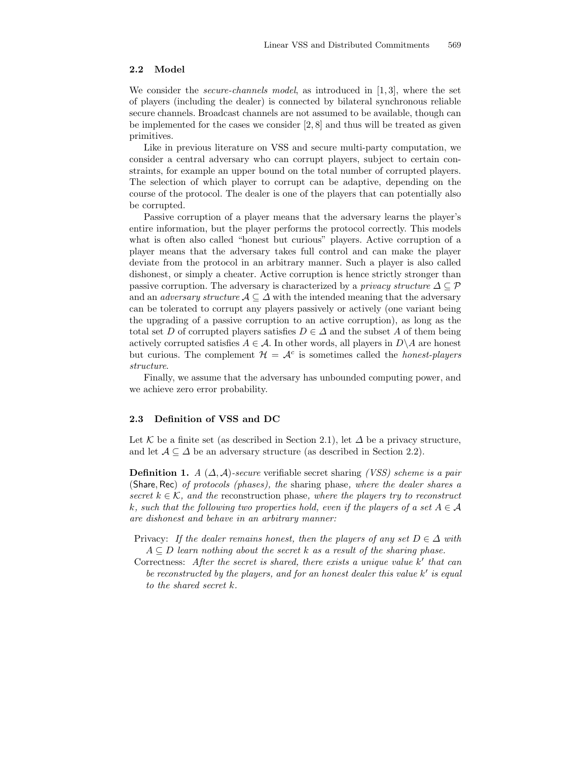### 2.2 Model

We consider the *secure-channels model*, as introduced in [1, 3], where the set of players (including the dealer) is connected by bilateral synchronous reliable secure channels. Broadcast channels are not assumed to be available, though can be implemented for the cases we consider [2, 8] and thus will be treated as given primitives.

Like in previous literature on VSS and secure multi-party computation, we consider a central adversary who can corrupt players, subject to certain constraints, for example an upper bound on the total number of corrupted players. The selection of which player to corrupt can be adaptive, depending on the course of the protocol. The dealer is one of the players that can potentially also be corrupted.

Passive corruption of a player means that the adversary learns the player's entire information, but the player performs the protocol correctly. This models what is often also called "honest but curious" players. Active corruption of a player means that the adversary takes full control and can make the player deviate from the protocol in an arbitrary manner. Such a player is also called dishonest, or simply a cheater. Active corruption is hence strictly stronger than passive corruption. The adversary is characterized by a *privacy structure* $\Delta \subseteq \mathcal{P}$ and an *adversary structure* $\mathcal{A} \subseteq \Delta$ with the intended meaning that the adversary can be tolerated to corrupt any players passively or actively (one variant being the upgrading of a passive corruption to an active corruption), as long as the total set $D$ of corrupted players satisfies $D \in \Delta$ and the subset $A$ of them being actively corrupted satisfies $A \in \mathcal{A}$. In other words, all players in $D \backslash A$ are honest but curious. The complement $\mathcal{H} = \mathcal{A}^c$ is sometimes called the *honest-players structure*.

Finally, we assume that the adversary has unbounded computing power, and we achieve zero error probability.

### 2.3 Definition of VSS and DC

Let $\mathcal{K}$ be a finite set (as described in Section 2.1), let $\Delta$ be a privacy structure, and let $\mathcal{A} \subseteq \Delta$ be an adversary structure (as described in Section 2.2).

**Definition 1.** *A* $(\Delta, \mathcal{A})$*-secure* verifiable secret sharing *(VSS) scheme is a pair* (Share, Rec) *of protocols (phases), the* sharing phase*, where the dealer shares a secret* $k \in \mathcal{K}$*, and the* reconstruction phase*, where the players try to reconstruct* $k$*, such that the following two properties hold, even if the players of a set* $A \in \mathcal{A}$ *are dishonest and behave in an arbitrary manner:*

- Privacy: *If the dealer remains honest, then the players of any set* $D \in \Delta$ *with* $A \subseteq D$ *learn nothing about the secret* $k$ *as a result of the sharing phase.*
- Correctness: *After the secret is shared, there exists a unique value* $k'$ *that can be reconstructed by the players, and for an honest dealer this value* $k'$ *is equal to the shared secret* $k$*.*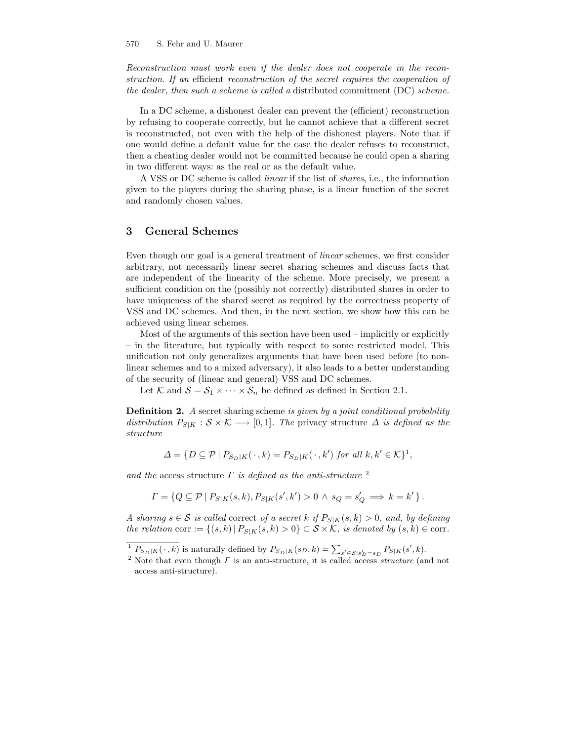*Reconstruction must work even if the dealer does not cooperate in the reconstruction. If an* efficient *reconstruction of the secret requires the cooperation of the dealer, then such a scheme is called a* distributed commitment (DC) *scheme.*

In a DC scheme, a dishonest dealer can prevent the (efficient) reconstruction by refusing to cooperate correctly, but he cannot achieve that a different secret is reconstructed, not even with the help of the dishonest players. Note that if one would define a default value for the case the dealer refuses to reconstruct, then a cheating dealer would not be committed because he could open a sharing in two different ways: as the real or as the default value.

A VSS or DC scheme is called *linear* if the list of *shares*, i.e., the information given to the players during the sharing phase, is a linear function of the secret and randomly chosen values.

## 3 General Schemes

Even though our goal is a general treatment of *linear* schemes, we first consider arbitrary, not necessarily linear secret sharing schemes and discuss facts that are independent of the linearity of the scheme. More precisely, we present a sufficient condition on the (possibly not correctly) distributed shares in order to have uniqueness of the shared secret as required by the correctness property of VSS and DC schemes. And then, in the next section, we show how this can be achieved using linear schemes.

Most of the arguments of this section have been used – implicitly or explicitly – in the literature, but typically with respect to some restricted model. This unification not only generalizes arguments that have been used before (to non-linear schemes and to a mixed adversary), it also leads to a better understanding of the security of (linear and general) VSS and DC schemes.

Let $\mathcal{K}$ and $\mathcal{S} = \mathcal{S}_1 \times \cdots \times \mathcal{S}_n$ be defined as defined in Section 2.1.

**Definition 2.** *A* secret sharing scheme *is given by a joint conditional probability distribution* $P_{S|K} : \mathcal{S} \times \mathcal{K} \longrightarrow [0,1]$. *The* privacy structure $\Delta$ *is defined as the structure*

$$\Delta = \{D \subseteq \mathcal{P} \mid P_{S_D|K}(\,\cdot\,,k) = P_{S_D|K}(\,\cdot\,,k') \text{ for all } k,k' \in \mathcal{K}\}^1,$$

*and the* access structure $\Gamma$ *is defined as the anti-structure* [2]

$$\Gamma = \{Q \subseteq \mathcal{P} \mid P_{S|K}(s,k), P_{S|K}(s',k') > 0 \,\wedge\, s_Q = s'_Q \implies k = k'\}\,.$$

*A sharing* $s \in \mathcal{S}$ *is called* correct *of a secret* $k$ *if* $P_{S|K}(s,k) > 0$*, and, by defining the relation* $\mathrm{corr} := \{(s,k) \mid P_{S|K}(s,k) > 0\} \subset \mathcal{S} \times \mathcal{K}$*, is denoted by* $(s,k) \in \mathrm{corr}$.

---

[1] $P_{S_D|K}(\,\cdot\,,k)$ is naturally defined by $P_{S_D|K}(s_D,k) = \sum_{s' \in \mathcal{S}: s'_D = s_D} P_{S|K}(s',k)$.

[2] Note that even though $\Gamma$ is an anti-structure, it is called access *structure* (and not access anti-structure).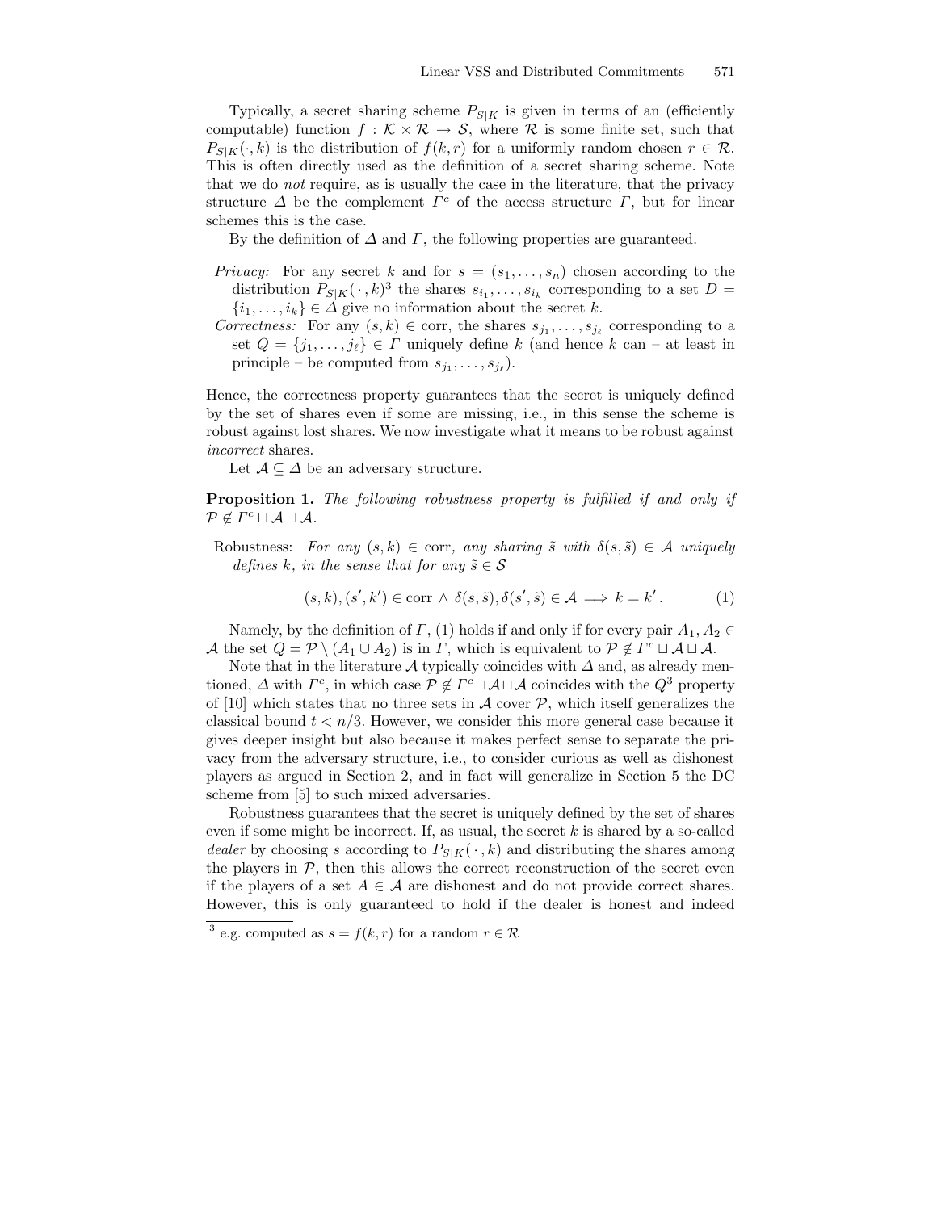Typically, a secret sharing scheme $P_{S|K}$ is given in terms of an (efficiently computable) function $f : \mathcal{K} \times \mathcal{R} \to \mathcal{S}$, where $\mathcal{R}$ is some finite set, such that $P_{S|K}(\cdot, k)$ is the distribution of $f(k, r)$ for a uniformly random chosen $r \in \mathcal{R}$. This is often directly used as the definition of a secret sharing scheme. Note that we do *not* require, as is usually the case in the literature, that the privacy structure $\Delta$ be the complement $\Gamma^c$ of the access structure $\Gamma$, but for linear schemes this is the case.

By the definition of $\Delta$ and $\Gamma$, the following properties are guaranteed.

*Privacy:* For any secret $k$ and for $s = (s_1, \ldots, s_n)$ chosen according to the distribution $P_{S|K}(\,\cdot\,, k)$[3] the shares $s_{i_1}, \ldots, s_{i_k}$ corresponding to a set $D = \{i_1, \ldots, i_k\} \in \Delta$ give no information about the secret $k$.

*Correctness:* For any $(s, k) \in \text{corr}$, the shares $s_{j_1}, \ldots, s_{j_\ell}$ corresponding to a set $Q = \{j_1, \ldots, j_\ell\} \in \Gamma$ uniquely define $k$ (and hence $k$ can – at least in principle – be computed from $s_{j_1}, \ldots, s_{j_\ell}$).

Hence, the correctness property guarantees that the secret is uniquely defined by the set of shares even if some are missing, i.e., in this sense the scheme is robust against lost shares. We now investigate what it means to be robust against *incorrect* shares.

Let $\mathcal{A} \subseteq \Delta$ be an adversary structure.

**Proposition 1.** *The following robustness property is fulfilled if and only if* $\mathcal{P} \notin \Gamma^c \sqcup \mathcal{A} \sqcup \mathcal{A}$.

Robustness: *For any* $(s, k) \in \text{corr}$*, any sharing* $\tilde{s}$ *with* $\delta(s, \tilde{s}) \in \mathcal{A}$ *uniquely defines* $k$*, in the sense that for any* $\tilde{s} \in \mathcal{S}$

$$(s, k), (s', k') \in \text{corr} \;\wedge\; \delta(s, \tilde{s}), \delta(s', \tilde{s}) \in \mathcal{A} \implies k = k' . \tag{1}$$

Namely, by the definition of $\Gamma$, (1) holds if and only if for every pair $A_1, A_2 \in \mathcal{A}$ the set $Q = \mathcal{P} \setminus (A_1 \cup A_2)$ is in $\Gamma$, which is equivalent to $\mathcal{P} \notin \Gamma^c \sqcup \mathcal{A} \sqcup \mathcal{A}$.

Note that in the literature $\mathcal{A}$ typically coincides with $\Delta$ and, as already mentioned, $\Delta$ with $\Gamma^c$, in which case $\mathcal{P} \notin \Gamma^c \sqcup \mathcal{A} \sqcup \mathcal{A}$ coincides with the $Q^3$ property of [10] which states that no three sets in $\mathcal{A}$ cover $\mathcal{P}$, which itself generalizes the classical bound $t < n/3$. However, we consider this more general case because it gives deeper insight but also because it makes perfect sense to separate the privacy from the adversary structure, i.e., to consider curious as well as dishonest players as argued in Section 2, and in fact will generalize in Section 5 the DC scheme from [5] to such mixed adversaries.

Robustness guarantees that the secret is uniquely defined by the set of shares even if some might be incorrect. If, as usual, the secret $k$ is shared by a so-called *dealer* by choosing $s$ according to $P_{S|K}(\,\cdot\,, k)$ and distributing the shares among the players in $\mathcal{P}$, then this allows the correct reconstruction of the secret even if the players of a set $A \in \mathcal{A}$ are dishonest and do not provide correct shares. However, this is only guaranteed to hold if the dealer is honest and indeed

[3] e.g. computed as $s = f(k, r)$ for a random $r \in \mathcal{R}$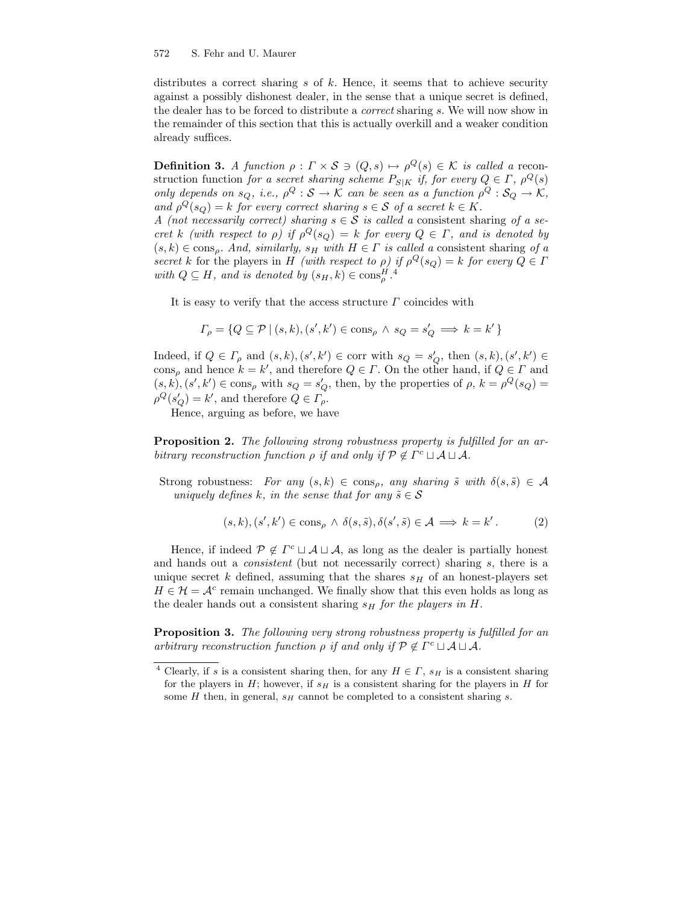distributes a correct sharing $s$ of $k$. Hence, it seems that to achieve security against a possibly dishonest dealer, in the sense that a unique secret is defined, the dealer has to be forced to distribute a *correct* sharing $s$. We will now show in the remainder of this section that this is actually overkill and a weaker condition already suffices.

**Definition 3.** *A function $\rho : \Gamma \times \mathcal{S} \ni (Q, s) \mapsto \rho^Q(s) \in \mathcal{K}$ is called a* reconstruction function *for a secret sharing scheme $P_{S|K}$ if, for every $Q \in \Gamma$, $\rho^Q(s)$ only depends on $s_Q$, i.e., $\rho^Q : \mathcal{S} \to \mathcal{K}$ can be seen as a function $\rho^Q : \mathcal{S}_Q \to \mathcal{K}$, and $\rho^Q(s_Q) = k$ for every correct sharing $s \in \mathcal{S}$ of a secret $k \in K$.*
*A (not necessarily correct) sharing $s \in \mathcal{S}$ is called a* consistent sharing *of a secret $k$ (with respect to $\rho$) if $\rho^Q(s_Q) = k$ for every $Q \in \Gamma$, and is denoted by $(s, k) \in \mathrm{cons}_\rho$. And, similarly, $s_H$ with $H \in \Gamma$ is called a* consistent sharing *of a secret $k$* for the players in $H$ *(with respect to $\rho$) if $\rho^Q(s_Q) = k$ for every $Q \in \Gamma$ with $Q \subseteq H$, and is denoted by $(s_H, k) \in \mathrm{cons}_\rho^H$.*[4]

It is easy to verify that the access structure $\Gamma$ coincides with

$$\Gamma_\rho = \{ Q \subseteq \mathcal{P} \mid (s,k),(s',k') \in \mathrm{cons}_\rho \wedge s_Q = s'_Q \implies k = k' \}$$

Indeed, if $Q \in \Gamma_\rho$ and $(s,k),(s',k') \in \mathrm{corr}$ with $s_Q = s'_Q$, then $(s,k),(s',k') \in \mathrm{cons}_\rho$ and hence $k = k'$, and therefore $Q \in \Gamma$. On the other hand, if $Q \in \Gamma$ and $(s,k),(s',k') \in \mathrm{cons}_\rho$ with $s_Q = s'_Q$, then, by the properties of $\rho$, $k = \rho^Q(s_Q) = \rho^Q(s'_Q) = k'$, and therefore $Q \in \Gamma_\rho$.

Hence, arguing as before, we have

**Proposition 2.** *The following strong robustness property is fulfilled for an arbitrary reconstruction function $\rho$ if and only if $\mathcal{P} \notin \Gamma^c \sqcup \mathcal{A} \sqcup \mathcal{A}$.*

Strong robustness: *For any $(s,k) \in \mathrm{cons}_\rho$, any sharing $\tilde{s}$ with $\delta(s,\tilde{s}) \in \mathcal{A}$ uniquely defines $k$, in the sense that for any $\tilde{s} \in \mathcal{S}$*

$$(s,k),(s',k') \in \mathrm{cons}_\rho \wedge \delta(s,\tilde{s}),\delta(s',\tilde{s}) \in \mathcal{A} \implies k = k'\,. \tag{2}$$

Hence, if indeed $\mathcal{P} \notin \Gamma^c \sqcup \mathcal{A} \sqcup \mathcal{A}$, as long as the dealer is partially honest and hands out a *consistent* (but not necessarily correct) sharing $s$, there is a unique secret $k$ defined, assuming that the shares $s_H$ of an honest-players set $H \in \mathcal{H} = \mathcal{A}^c$ remain unchanged. We finally show that this even holds as long as the dealer hands out a consistent sharing $s_H$ *for the players in* $H$.

**Proposition 3.** *The following very strong robustness property is fulfilled for an arbitrary reconstruction function $\rho$ if and only if $\mathcal{P} \notin \Gamma^c \sqcup \mathcal{A} \sqcup \mathcal{A}$.*

---

[4] Clearly, if $s$ is a consistent sharing then, for any $H \in \Gamma$, $s_H$ is a consistent sharing for the players in $H$; however, if $s_H$ is a consistent sharing for the players in $H$ for some $H$ then, in general, $s_H$ cannot be completed to a consistent sharing $s$.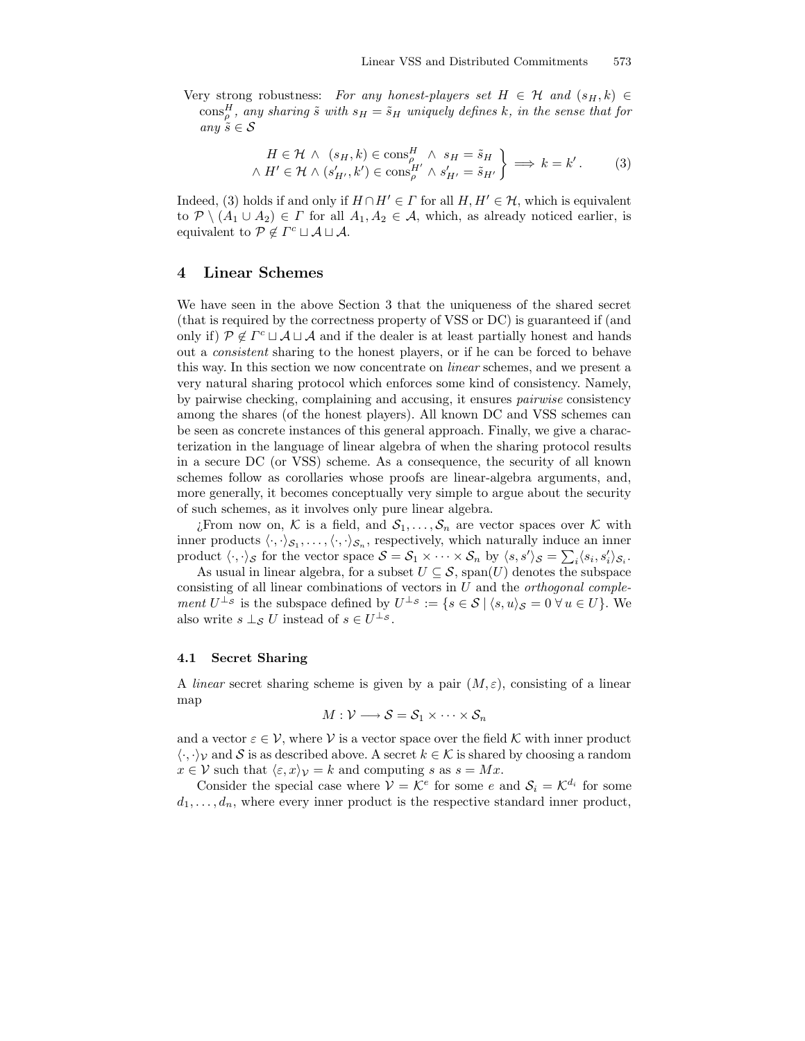Very strong robustness: *For any honest-players set $H \in \mathcal{H}$ and $(s_H, k) \in \text{cons}_\rho^H$, any sharing $\tilde{s}$ with $s_H = \tilde{s}_H$ uniquely defines $k$, in the sense that for any $\tilde{s} \in \mathcal{S}$*

$$\left.\begin{array}{r} H \in \mathcal{H} \;\wedge\; (s_H, k) \in \text{cons}_\rho^H \;\wedge\; s_H = \tilde{s}_H \\ \wedge\; H' \in \mathcal{H} \wedge (s'_{H'}, k') \in \text{cons}_\rho^{H'} \wedge s'_{H'} = \tilde{s}_{H'} \end{array}\right\} \Longrightarrow k = k' \,. \tag{3}$$

Indeed, (3) holds if and only if $H \cap H' \in \Gamma$ for all $H, H' \in \mathcal{H}$, which is equivalent to $\mathcal{P} \setminus (A_1 \cup A_2) \in \Gamma$ for all $A_1, A_2 \in \mathcal{A}$, which, as already noticed earlier, is equivalent to $\mathcal{P} \notin \Gamma^c \sqcup \mathcal{A} \sqcup \mathcal{A}$.

## 4 Linear Schemes

We have seen in the above Section 3 that the uniqueness of the shared secret (that is required by the correctness property of VSS or DC) is guaranteed if (and only if) $\mathcal{P} \notin \Gamma^c \sqcup \mathcal{A} \sqcup \mathcal{A}$ and if the dealer is at least partially honest and hands out a *consistent* sharing to the honest players, or if he can be forced to behave this way. In this section we now concentrate on *linear* schemes, and we present a very natural sharing protocol which enforces some kind of consistency. Namely, by pairwise checking, complaining and accusing, it ensures *pairwise* consistency among the shares (of the honest players). All known DC and VSS schemes can be seen as concrete instances of this general approach. Finally, we give a characterization in the language of linear algebra of when the sharing protocol results in a secure DC (or VSS) scheme. As a consequence, the security of all known schemes follow as corollaries whose proofs are linear-algebra arguments, and, more generally, it becomes conceptually very simple to argue about the security of such schemes, as it involves only pure linear algebra.

¿From now on, $\mathcal{K}$ is a field, and $\mathcal{S}_1, \ldots, \mathcal{S}_n$ are vector spaces over $\mathcal{K}$ with inner products $\langle\cdot,\cdot\rangle_{\mathcal{S}_1}, \ldots, \langle\cdot,\cdot\rangle_{\mathcal{S}_n}$, respectively, which naturally induce an inner product $\langle\cdot,\cdot\rangle_{\mathcal{S}}$ for the vector space $\mathcal{S} = \mathcal{S}_1 \times \cdots \times \mathcal{S}_n$ by $\langle s, s'\rangle_{\mathcal{S}} = \sum_i \langle s_i, s'_i\rangle_{\mathcal{S}_i}$.

As usual in linear algebra, for a subset $U \subseteq \mathcal{S}$, $\text{span}(U)$ denotes the subspace consisting of all linear combinations of vectors in $U$ and the *orthogonal complement* $U^{\perp_{\mathcal{S}}}$ is the subspace defined by $U^{\perp_{\mathcal{S}}} := \{s \in \mathcal{S} \mid \langle s, u\rangle_{\mathcal{S}} = 0 \;\forall\, u \in U\}$. We also write $s \perp_{\mathcal{S}} U$ instead of $s \in U^{\perp_{\mathcal{S}}}$.

### 4.1 Secret Sharing

A *linear* secret sharing scheme is given by a pair $(M, \varepsilon)$, consisting of a linear map

$$M : \mathcal{V} \longrightarrow \mathcal{S} = \mathcal{S}_1 \times \cdots \times \mathcal{S}_n$$

and a vector $\varepsilon \in \mathcal{V}$, where $\mathcal{V}$ is a vector space over the field $\mathcal{K}$ with inner product $\langle\cdot,\cdot\rangle_{\mathcal{V}}$ and $\mathcal{S}$ is as described above. A secret $k \in \mathcal{K}$ is shared by choosing a random $x \in \mathcal{V}$ such that $\langle \varepsilon, x\rangle_{\mathcal{V}} = k$ and computing $s$ as $s = Mx$.

Consider the special case where $\mathcal{V} = \mathcal{K}^e$ for some $e$ and $\mathcal{S}_i = \mathcal{K}^{d_i}$ for some $d_1, \ldots, d_n$, where every inner product is the respective standard inner product,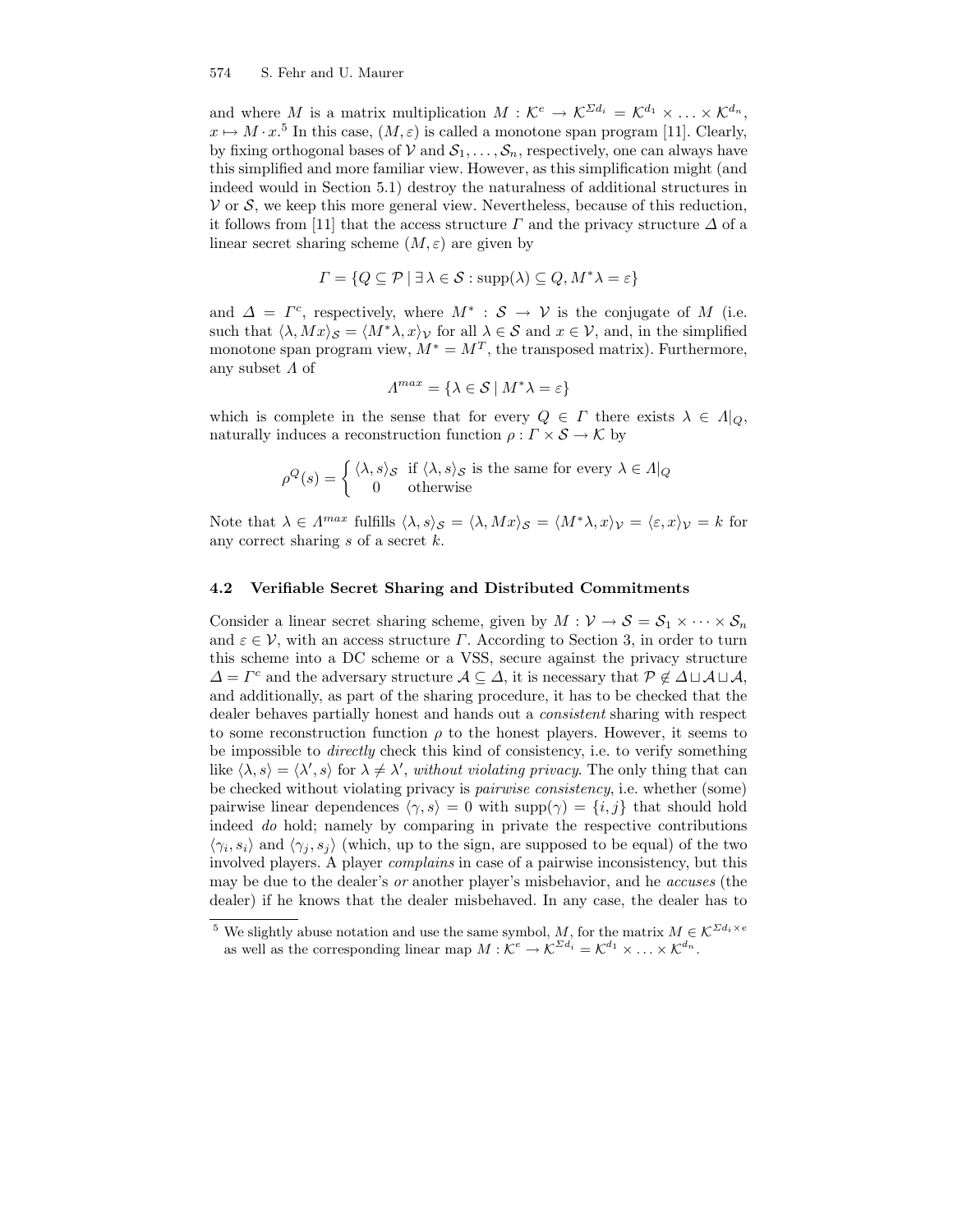and where $M$ is a matrix multiplication $M : \mathcal{K}^e \to \mathcal{K}^{\Sigma d_i} = \mathcal{K}^{d_1} \times \ldots \times \mathcal{K}^{d_n}$, $x \mapsto M \cdot x$.[5] In this case, $(M, \varepsilon)$ is called a monotone span program [11]. Clearly, by fixing orthogonal bases of $\mathcal{V}$ and $\mathcal{S}_1, \ldots, \mathcal{S}_n$, respectively, one can always have this simplified and more familiar view. However, as this simplification might (and indeed would in Section 5.1) destroy the naturalness of additional structures in $\mathcal{V}$ or $\mathcal{S}$, we keep this more general view. Nevertheless, because of this reduction, it follows from [11] that the access structure $\Gamma$ and the privacy structure $\Delta$ of a linear secret sharing scheme $(M, \varepsilon)$ are given by

$$\Gamma = \{Q \subseteq \mathcal{P} \mid \exists\, \lambda \in \mathcal{S} : \mathrm{supp}(\lambda) \subseteq Q, M^*\lambda = \varepsilon\}$$

and $\Delta = \Gamma^c$, respectively, where $M^* : \mathcal{S} \to \mathcal{V}$ is the conjugate of $M$ (i.e. such that $\langle \lambda, Mx \rangle_{\mathcal{S}} = \langle M^*\lambda, x \rangle_{\mathcal{V}}$ for all $\lambda \in \mathcal{S}$ and $x \in \mathcal{V}$, and, in the simplified monotone span program view, $M^* = M^T$, the transposed matrix). Furthermore, any subset $\Lambda$ of

$$\Lambda^{max} = \{\lambda \in \mathcal{S} \mid M^*\lambda = \varepsilon\}$$

which is complete in the sense that for every $Q \in \Gamma$ there exists $\lambda \in \Lambda|_Q$, naturally induces a reconstruction function $\rho : \Gamma \times \mathcal{S} \to \mathcal{K}$ by

$$\rho^Q(s) = \begin{cases} \langle \lambda, s \rangle_{\mathcal{S}} & \text{if } \langle \lambda, s \rangle_{\mathcal{S}} \text{ is the same for every } \lambda \in \Lambda|_Q \\ 0 & \text{otherwise} \end{cases}$$

Note that $\lambda \in \Lambda^{max}$ fulfills $\langle \lambda, s \rangle_{\mathcal{S}} = \langle \lambda, Mx \rangle_{\mathcal{S}} = \langle M^*\lambda, x \rangle_{\mathcal{V}} = \langle \varepsilon, x \rangle_{\mathcal{V}} = k$ for any correct sharing $s$ of a secret $k$.

### 4.2 Verifiable Secret Sharing and Distributed Commitments

Consider a linear secret sharing scheme, given by $M : \mathcal{V} \to \mathcal{S} = \mathcal{S}_1 \times \cdots \times \mathcal{S}_n$ and $\varepsilon \in \mathcal{V}$, with an access structure $\Gamma$. According to Section 3, in order to turn this scheme into a DC scheme or a VSS, secure against the privacy structure $\Delta = \Gamma^c$ and the adversary structure $\mathcal{A} \subseteq \Delta$, it is necessary that $\mathcal{P} \notin \Delta \sqcup \mathcal{A} \sqcup \mathcal{A}$, and additionally, as part of the sharing procedure, it has to be checked that the dealer behaves partially honest and hands out a *consistent* sharing with respect to some reconstruction function $\rho$ to the honest players. However, it seems to be impossible to *directly* check this kind of consistency, i.e. to verify something like $\langle \lambda, s \rangle = \langle \lambda', s \rangle$ for $\lambda \neq \lambda'$, *without violating privacy*. The only thing that can be checked without violating privacy is *pairwise consistency*, i.e. whether (some) pairwise linear dependences $\langle \gamma, s \rangle = 0$ with $\mathrm{supp}(\gamma) = \{i, j\}$ that should hold indeed *do* hold; namely by comparing in private the respective contributions $\langle \gamma_i, s_i \rangle$ and $\langle \gamma_j, s_j \rangle$ (which, up to the sign, are supposed to be equal) of the two involved players. A player *complains* in case of a pairwise inconsistency, but this may be due to the dealer's *or* another player's misbehavior, and he *accuses* (the dealer) if he knows that the dealer misbehaved. In any case, the dealer has to

[5] We slightly abuse notation and use the same symbol, $M$, for the matrix $M \in \mathcal{K}^{\Sigma d_i \times e}$ as well as the corresponding linear map $M : \mathcal{K}^e \to \mathcal{K}^{\Sigma d_i} = \mathcal{K}^{d_1} \times \ldots \times \mathcal{K}^{d_n}$.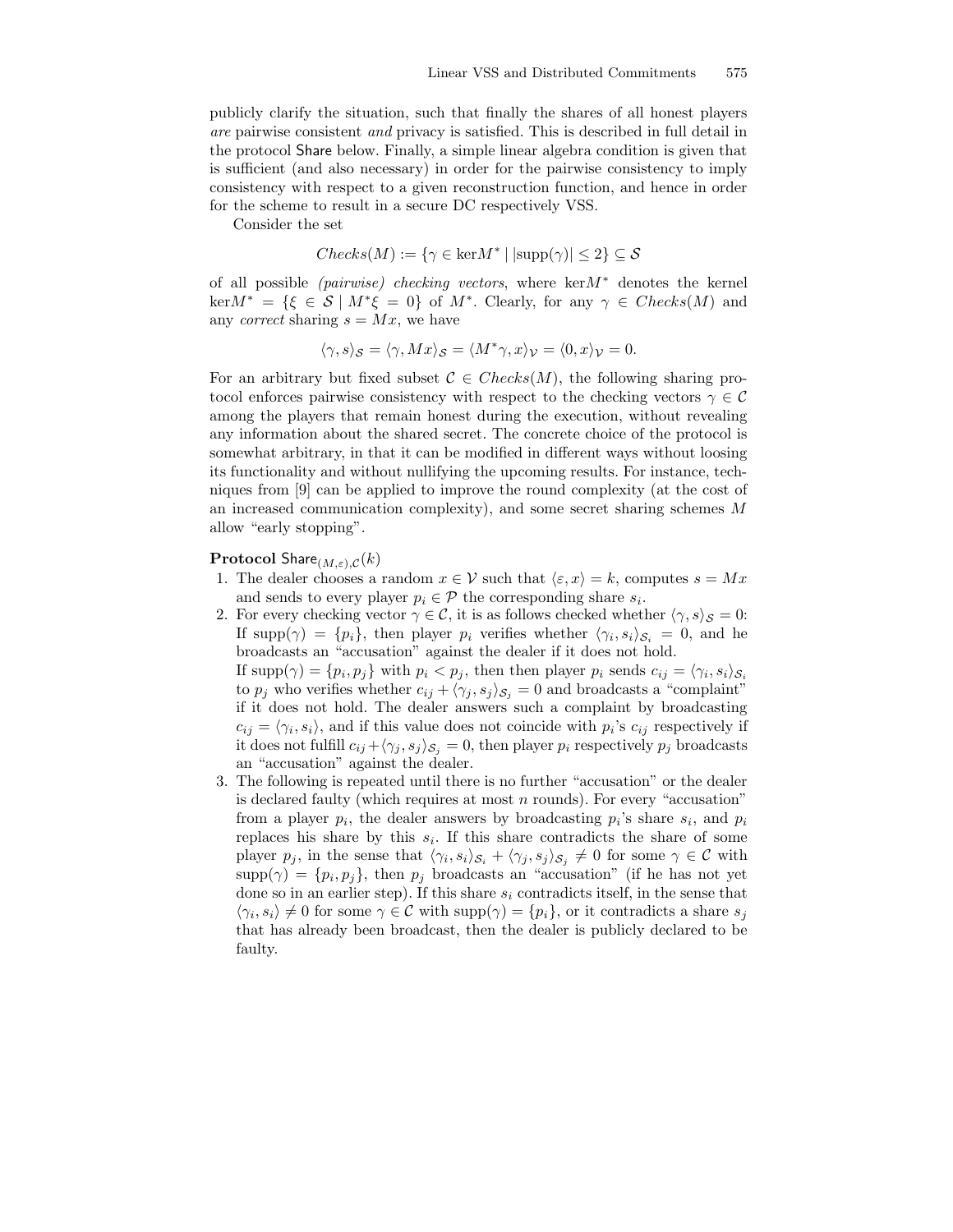publicly clarify the situation, such that finally the shares of all honest players *are* pairwise consistent *and* privacy is satisfied. This is described in full detail in the protocol Share below. Finally, a simple linear algebra condition is given that is sufficient (and also necessary) in order for the pairwise consistency to imply consistency with respect to a given reconstruction function, and hence in order for the scheme to result in a secure DC respectively VSS.

Consider the set

$$Checks(M) := \{\gamma \in \ker M^* \mid |\mathrm{supp}(\gamma)| \le 2\} \subseteq \mathcal{S}$$

of all possible *(pairwise) checking vectors*, where $\ker M^*$ denotes the kernel $\ker M^* = \{\xi \in \mathcal{S} \mid M^*\xi = 0\}$ of $M^*$. Clearly, for any $\gamma \in Checks(M)$ and any *correct* sharing $s = Mx$, we have

$$\langle \gamma, s\rangle_{\mathcal{S}} = \langle \gamma, Mx\rangle_{\mathcal{S}} = \langle M^*\gamma, x\rangle_{\mathcal{V}} = \langle 0, x\rangle_{\mathcal{V}} = 0.$$

For an arbitrary but fixed subset $\mathcal{C} \in Checks(M)$, the following sharing protocol enforces pairwise consistency with respect to the checking vectors $\gamma \in \mathcal{C}$ among the players that remain honest during the execution, without revealing any information about the shared secret. The concrete choice of the protocol is somewhat arbitrary, in that it can be modified in different ways without loosing its functionality and without nullifying the upcoming results. For instance, techniques from [9] can be applied to improve the round complexity (at the cost of an increased communication complexity), and some secret sharing schemes $M$ allow "early stopping".

**Protocol** $\mathsf{Share}_{(M,\varepsilon),\mathcal{C}}(k)$

1. The dealer chooses a random $x \in \mathcal{V}$ such that $\langle \varepsilon, x\rangle = k$, computes $s = Mx$ and sends to every player $p_i \in \mathcal{P}$ the corresponding share $s_i$.
2. For every checking vector $\gamma \in \mathcal{C}$, it is as follows checked whether $\langle \gamma, s\rangle_{\mathcal{S}} = 0$: If $\mathrm{supp}(\gamma) = \{p_i\}$, then player $p_i$ verifies whether $\langle \gamma_i, s_i\rangle_{\mathcal{S}_i} = 0$, and he broadcasts an "accusation" against the dealer if it does not hold.
   If $\mathrm{supp}(\gamma) = \{p_i, p_j\}$ with $p_i < p_j$, then then player $p_i$ sends $c_{ij} = \langle \gamma_i, s_i\rangle_{\mathcal{S}_i}$ to $p_j$ who verifies whether $c_{ij} + \langle \gamma_j, s_j\rangle_{\mathcal{S}_j} = 0$ and broadcasts a "complaint" if it does not hold. The dealer answers such a complaint by broadcasting $c_{ij} = \langle \gamma_i, s_i\rangle$, and if this value does not coincide with $p_i$'s $c_{ij}$ respectively if it does not fulfill $c_{ij} + \langle \gamma_j, s_j\rangle_{\mathcal{S}_j} = 0$, then player $p_i$ respectively $p_j$ broadcasts an "accusation" against the dealer.
3. The following is repeated until there is no further "accusation" or the dealer is declared faulty (which requires at most $n$ rounds). For every "accusation" from a player $p_i$, the dealer answers by broadcasting $p_i$'s share $s_i$, and $p_i$ replaces his share by this $s_i$. If this share contradicts the share of some player $p_j$, in the sense that $\langle \gamma_i, s_i\rangle_{\mathcal{S}_i} + \langle \gamma_j, s_j\rangle_{\mathcal{S}_j} \neq 0$ for some $\gamma \in \mathcal{C}$ with $\mathrm{supp}(\gamma) = \{p_i, p_j\}$, then $p_j$ broadcasts an "accusation" (if he has not yet done so in an earlier step). If this share $s_i$ contradicts itself, in the sense that $\langle \gamma_i, s_i\rangle \neq 0$ for some $\gamma \in \mathcal{C}$ with $\mathrm{supp}(\gamma) = \{p_i\}$, or it contradicts a share $s_j$ that has already been broadcast, then the dealer is publicly declared to be faulty.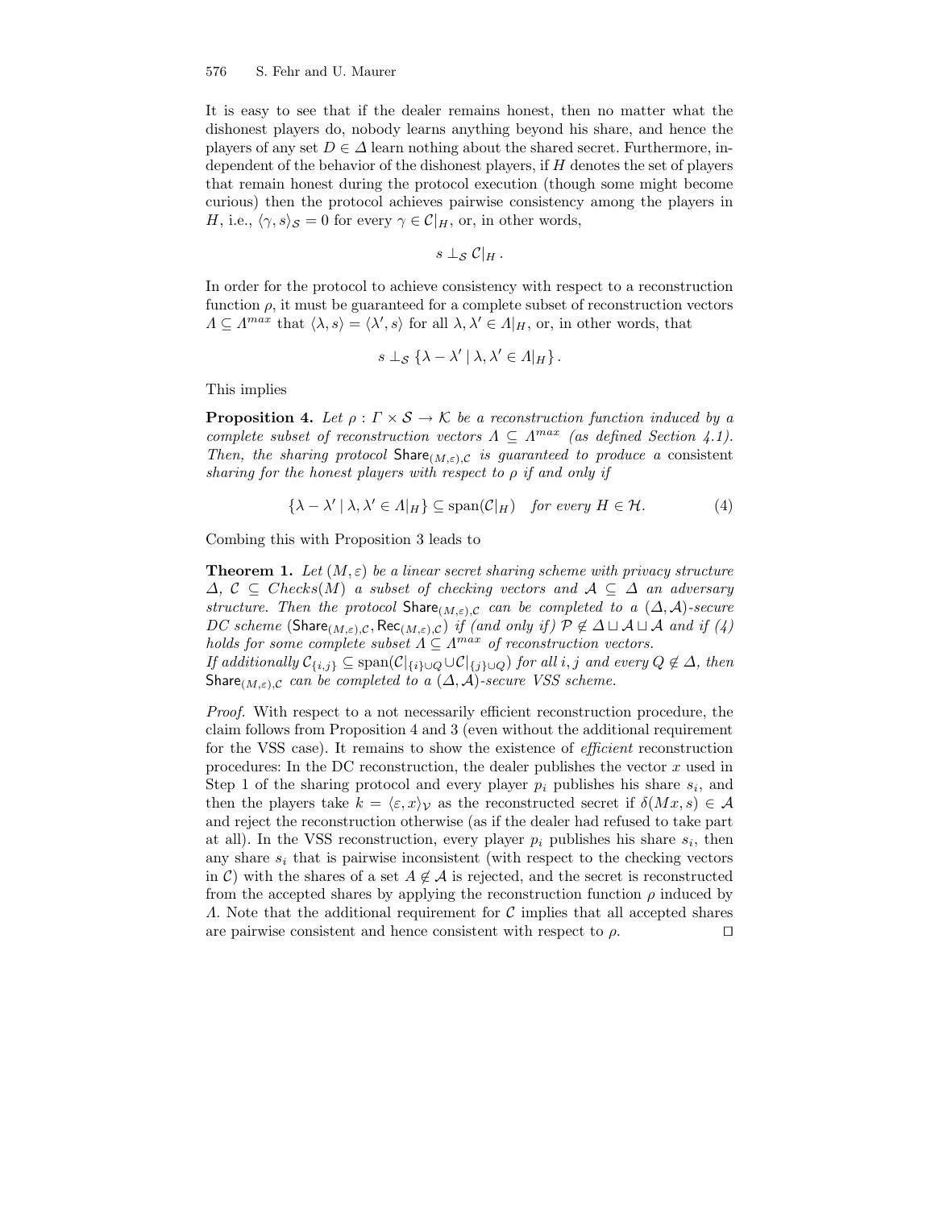It is easy to see that if the dealer remains honest, then no matter what the dishonest players do, nobody learns anything beyond his share, and hence the players of any set $D \in \Delta$ learn nothing about the shared secret. Furthermore, independent of the behavior of the dishonest players, if $H$ denotes the set of players that remain honest during the protocol execution (though some might become curious) then the protocol achieves pairwise consistency among the players in $H$, i.e., $\langle \gamma, s \rangle_{\mathcal{S}} = 0$ for every $\gamma \in \mathcal{C}|_H$, or, in other words,

$$s \perp_{\mathcal{S}} \mathcal{C}|_H \,.$$

In order for the protocol to achieve consistency with respect to a reconstruction function $\rho$, it must be guaranteed for a complete subset of reconstruction vectors $\Lambda \subseteq \Lambda^{max}$ that $\langle \lambda, s \rangle = \langle \lambda', s \rangle$ for all $\lambda, \lambda' \in \Lambda|_H$, or, in other words, that

$$s \perp_{\mathcal{S}} \{ \lambda - \lambda' \mid \lambda, \lambda' \in \Lambda|_H \} \,.$$

This implies

**Proposition 4.** *Let $\rho : \Gamma \times \mathcal{S} \to \mathcal{K}$ be a reconstruction function induced by a complete subset of reconstruction vectors $\Lambda \subseteq \Lambda^{max}$ (as defined Section 4.1). Then, the sharing protocol $\mathsf{Share}_{(M,\varepsilon),\mathcal{C}}$ is guaranteed to produce a* consistent *sharing for the honest players with respect to $\rho$ if and only if*

$$\{ \lambda - \lambda' \mid \lambda, \lambda' \in \Lambda|_H \} \subseteq \operatorname{span}(\mathcal{C}|_H) \quad \text{for every } H \in \mathcal{H}. \tag{4}$$

Combing this with Proposition 3 leads to

**Theorem 1.** *Let $(M, \varepsilon)$ be a linear secret sharing scheme with privacy structure $\Delta$, $\mathcal{C} \subseteq Checks(M)$ a subset of checking vectors and $\mathcal{A} \subseteq \Delta$ an adversary structure. Then the protocol $\mathsf{Share}_{(M,\varepsilon),\mathcal{C}}$ can be completed to a $(\Delta, \mathcal{A})$-secure DC scheme $(\mathsf{Share}_{(M,\varepsilon),\mathcal{C}}, \mathsf{Rec}_{(M,\varepsilon),\mathcal{C}})$ if (and only if) $\mathcal{P} \notin \Delta \sqcup \mathcal{A} \sqcup \mathcal{A}$ and if (4) holds for some complete subset $\Lambda \subseteq \Lambda^{max}$ of reconstruction vectors.*
*If additionally $\mathcal{C}_{\{i,j\}} \subseteq \operatorname{span}(\mathcal{C}|_{\{i\} \cup Q} \cup \mathcal{C}|_{\{j\} \cup Q})$ for all $i, j$ and every $Q \notin \Delta$, then $\mathsf{Share}_{(M,\varepsilon),\mathcal{C}}$ can be completed to a $(\Delta, \mathcal{A})$-secure VSS scheme.*

*Proof.* With respect to a not necessarily efficient reconstruction procedure, the claim follows from Proposition 4 and 3 (even without the additional requirement for the VSS case). It remains to show the existence of *efficient* reconstruction procedures: In the DC reconstruction, the dealer publishes the vector $x$ used in Step 1 of the sharing protocol and every player $p_i$ publishes his share $s_i$, and then the players take $k = \langle \varepsilon, x \rangle_{\mathcal{V}}$ as the reconstructed secret if $\delta(Mx, s) \in \mathcal{A}$ and reject the reconstruction otherwise (as if the dealer had refused to take part at all). In the VSS reconstruction, every player $p_i$ publishes his share $s_i$, then any share $s_i$ that is pairwise inconsistent (with respect to the checking vectors in $\mathcal{C}$) with the shares of a set $A \notin \mathcal{A}$ is rejected, and the secret is reconstructed from the accepted shares by applying the reconstruction function $\rho$ induced by $\Lambda$. Note that the additional requirement for $\mathcal{C}$ implies that all accepted shares are pairwise consistent and hence consistent with respect to $\rho$. $\square$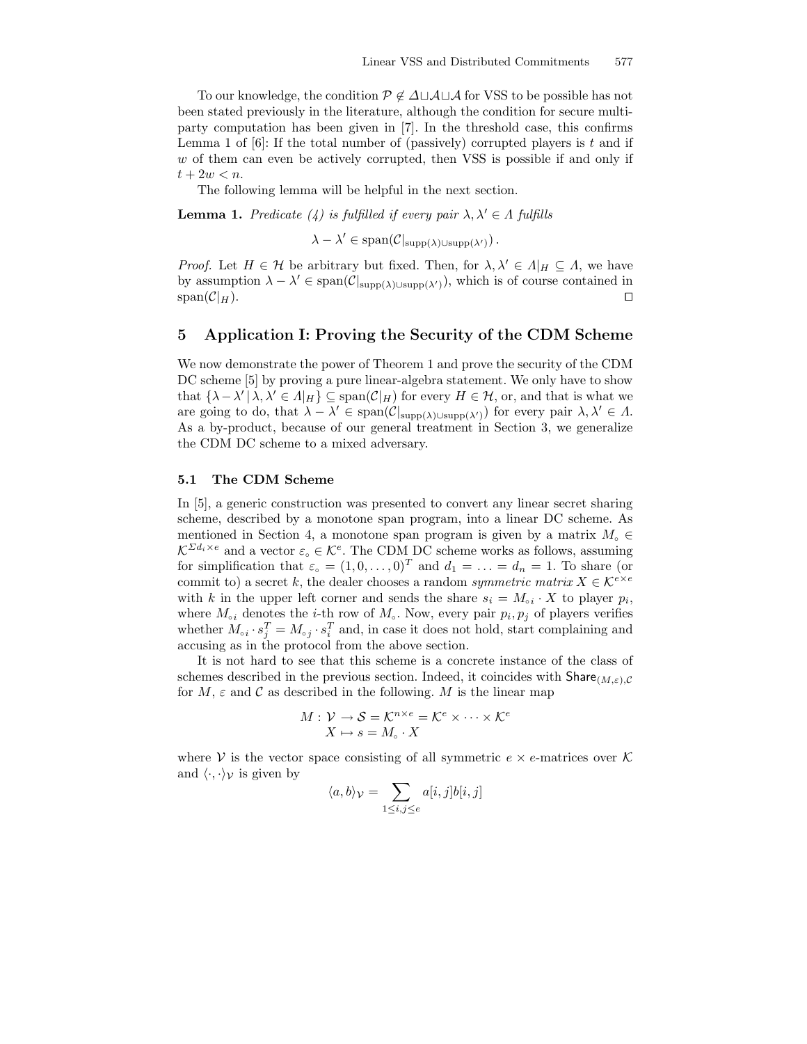To our knowledge, the condition $\mathcal{P} \notin \Delta \sqcup \mathcal{A} \sqcup \mathcal{A}$ for VSS to be possible has not been stated previously in the literature, although the condition for secure multi-party computation has been given in [7]. In the threshold case, this confirms Lemma 1 of [6]: If the total number of (passively) corrupted players is $t$ and if $w$ of them can even be actively corrupted, then VSS is possible if and only if $t + 2w < n$.

The following lemma will be helpful in the next section.

**Lemma 1.** *Predicate (4) is fulfilled if every pair $\lambda, \lambda' \in \Lambda$ fulfills*

$$\lambda - \lambda' \in \operatorname{span}(\mathcal{C}|_{\operatorname{supp}(\lambda) \cup \operatorname{supp}(\lambda')}) .$$

*Proof.* Let $H \in \mathcal{H}$ be arbitrary but fixed. Then, for $\lambda, \lambda' \in \Lambda|_H \subseteq \Lambda$, we have by assumption $\lambda - \lambda' \in \operatorname{span}(\mathcal{C}|_{\operatorname{supp}(\lambda) \cup \operatorname{supp}(\lambda')})$, which is of course contained in $\operatorname{span}(\mathcal{C}|_H)$. □

## 5 Application I: Proving the Security of the CDM Scheme

We now demonstrate the power of Theorem 1 and prove the security of the CDM DC scheme [5] by proving a pure linear-algebra statement. We only have to show that $\{\lambda - \lambda' \,|\, \lambda, \lambda' \in \Lambda|_H\} \subseteq \operatorname{span}(\mathcal{C}|_H)$ for every $H \in \mathcal{H}$, or, and that is what we are going to do, that $\lambda - \lambda' \in \operatorname{span}(\mathcal{C}|_{\operatorname{supp}(\lambda) \cup \operatorname{supp}(\lambda')})$ for every pair $\lambda, \lambda' \in \Lambda$. As a by-product, because of our general treatment in Section 3, we generalize the CDM DC scheme to a mixed adversary.

### 5.1 The CDM Scheme

In [5], a generic construction was presented to convert any linear secret sharing scheme, described by a monotone span program, into a linear DC scheme. As mentioned in Section 4, a monotone span program is given by a matrix $M_\circ \in \mathcal{K}^{\Sigma d_i \times e}$ and a vector $\varepsilon_\circ \in \mathcal{K}^e$. The CDM DC scheme works as follows, assuming for simplification that $\varepsilon_\circ = (1, 0, \ldots, 0)^T$ and $d_1 = \ldots = d_n = 1$. To share (or commit to) a secret $k$, the dealer chooses a random *symmetric matrix* $X \in \mathcal{K}^{e \times e}$ with $k$ in the upper left corner and sends the share $s_i = M_{\circ i} \cdot X$ to player $p_i$, where $M_{\circ i}$ denotes the $i$-th row of $M_\circ$. Now, every pair $p_i, p_j$ of players verifies whether $M_{\circ i} \cdot s_j^T = M_{\circ j} \cdot s_i^T$ and, in case it does not hold, start complaining and accusing as in the protocol from the above section.

It is not hard to see that this scheme is a concrete instance of the class of schemes described in the previous section. Indeed, it coincides with $\mathsf{Share}_{(M,\varepsilon),\mathcal{C}}$ for $M$, $\varepsilon$ and $\mathcal{C}$ as described in the following. $M$ is the linear map

$$\begin{aligned} M : \mathcal{V} &\to \mathcal{S} = \mathcal{K}^{n \times e} = \mathcal{K}^e \times \cdots \times \mathcal{K}^e \\ X &\mapsto s = M_\circ \cdot X \end{aligned}$$

where $\mathcal{V}$ is the vector space consisting of all symmetric $e \times e$-matrices over $\mathcal{K}$ and $\langle \cdot, \cdot \rangle_{\mathcal{V}}$ is given by

$$\langle a, b \rangle_{\mathcal{V}} = \sum_{1 \le i,j \le e} a[i,j] b[i,j]$$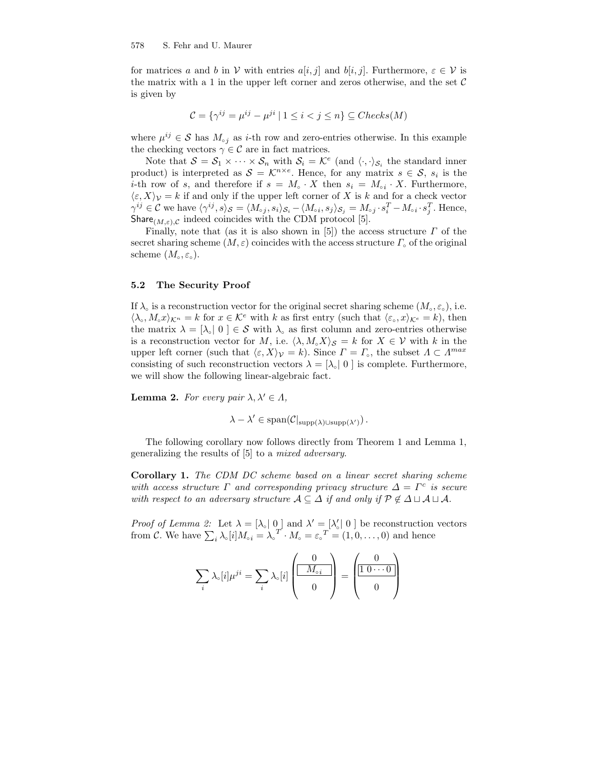for matrices $a$ and $b$ in $\mathcal{V}$ with entries $a[i,j]$ and $b[i,j]$. Furthermore, $\varepsilon \in \mathcal{V}$ is the matrix with a 1 in the upper left corner and zeros otherwise, and the set $\mathcal{C}$ is given by

$$\mathcal{C} = \{\gamma^{ij} = \mu^{ij} - \mu^{ji} \mid 1 \leq i < j \leq n\} \subseteq Checks(M)$$

where $\mu^{ij} \in \mathcal{S}$ has $M_{\circ j}$ as $i$-th row and zero-entries otherwise. In this example the checking vectors $\gamma \in \mathcal{C}$ are in fact matrices.

Note that $\mathcal{S} = \mathcal{S}_1 \times \cdots \times \mathcal{S}_n$ with $\mathcal{S}_i = \mathcal{K}^e$ (and $\langle \cdot, \cdot \rangle_{\mathcal{S}_i}$ the standard inner product) is interpreted as $\mathcal{S} = \mathcal{K}^{n \times e}$. Hence, for any matrix $s \in \mathcal{S}$, $s_i$ is the $i$-th row of $s$, and therefore if $s = M_\circ \cdot X$ then $s_i = M_{\circ i} \cdot X$. Furthermore, $\langle \varepsilon, X \rangle_{\mathcal{V}} = k$ if and only if the upper left corner of $X$ is $k$ and for a check vector $\gamma^{ij} \in \mathcal{C}$ we have $\langle \gamma^{ij}, s \rangle_{\mathcal{S}} = \langle M_{\circ j}, s_i \rangle_{\mathcal{S}_i} - \langle M_{\circ i}, s_j \rangle_{\mathcal{S}_j} = M_{\circ j} \cdot s_i^T - M_{\circ i} \cdot s_j^T$. Hence, $\mathsf{Share}_{(M,\varepsilon),\mathcal{C}}$ indeed coincides with the CDM protocol [5].

Finally, note that (as it is also shown in [5]) the access structure $\Gamma$ of the secret sharing scheme $(M, \varepsilon)$ coincides with the access structure $\Gamma_\circ$ of the original scheme $(M_\circ, \varepsilon_\circ)$.

### 5.2 The Security Proof

If $\lambda_\circ$ is a reconstruction vector for the original secret sharing scheme $(M_\circ, \varepsilon_\circ)$, i.e. $\langle \lambda_\circ, M_\circ x \rangle_{\mathcal{K}^n} = k$ for $x \in \mathcal{K}^e$ with $k$ as first entry (such that $\langle \varepsilon_\circ, x \rangle_{\mathcal{K}^e} = k$), then the matrix $\lambda = [\lambda_\circ | \, 0 \,] \in \mathcal{S}$ with $\lambda_\circ$ as first column and zero-entries otherwise is a reconstruction vector for $M$, i.e. $\langle \lambda, M_\circ X \rangle_{\mathcal{S}} = k$ for $X \in \mathcal{V}$ with $k$ in the upper left corner (such that $\langle \varepsilon, X \rangle_{\mathcal{V}} = k$). Since $\Gamma = \Gamma_\circ$, the subset $\Lambda \subset \Lambda^{max}$ consisting of such reconstruction vectors $\lambda = [\lambda_\circ | \, 0 \,]$ is complete. Furthermore, we will show the following linear-algebraic fact.

**Lemma 2.** *For every pair $\lambda, \lambda' \in \Lambda$,*

$$\lambda - \lambda' \in \operatorname{span}(\mathcal{C}|_{\operatorname{supp}(\lambda) \cup \operatorname{supp}(\lambda')}) .$$

The following corollary now follows directly from Theorem 1 and Lemma 1, generalizing the results of [5] to a *mixed adversary*.

**Corollary 1.** *The CDM DC scheme based on a linear secret sharing scheme with access structure $\Gamma$ and corresponding privacy structure $\Delta = \Gamma^c$ is secure with respect to an adversary structure $\mathcal{A} \subseteq \Delta$ if and only if $\mathcal{P} \notin \Delta \sqcup \mathcal{A} \sqcup \mathcal{A}$.*

*Proof of Lemma 2:* Let $\lambda = [\lambda_\circ | \, 0 \,]$ and $\lambda' = [\lambda'_\circ | \, 0 \,]$ be reconstruction vectors from $\mathcal{C}$. We have $\sum_i \lambda_\circ[i] M_{\circ i} = \lambda_\circ^T \cdot M_\circ = \varepsilon_\circ^T = (1, 0, \ldots, 0)$ and hence

$$\sum_i \lambda_\circ[i] \mu^{ji} = \sum_i \lambda_\circ[i] \begin{pmatrix} 0 \\ \boxed{\;M_{\circ i}\;} \\ 0 \end{pmatrix} = \begin{pmatrix} 0 \\ \boxed{1\;0 \cdots 0} \\ 0 \end{pmatrix}$$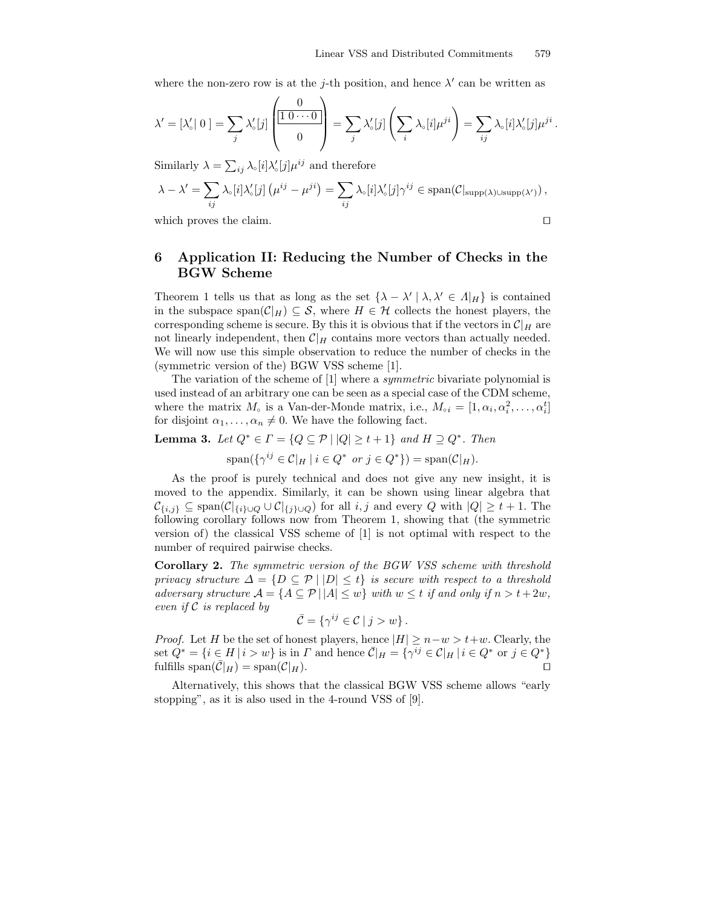where the non-zero row is at the $j$-th position, and hence $\lambda'$ can be written as

$$\lambda' = [\lambda'_\circ |\, 0\,] = \sum_j \lambda'_\circ[j] \begin{pmatrix} 0 \\ \boxed{1\,0 \cdots 0} \\ 0 \end{pmatrix} = \sum_j \lambda'_\circ[j] \left( \sum_i \lambda_\circ[i] \mu^{ji} \right) = \sum_{ij} \lambda_\circ[i] \lambda'_\circ[j] \mu^{ji} \,.$$

Similarly $\lambda = \sum_{ij} \lambda_\circ[i] \lambda'_\circ[j] \mu^{ij}$ and therefore

$$\lambda - \lambda' = \sum_{ij} \lambda_\circ[i] \lambda'_\circ[j] \left( \mu^{ij} - \mu^{ji} \right) = \sum_{ij} \lambda_\circ[i] \lambda'_\circ[j] \gamma^{ij} \in \operatorname{span}(\mathcal{C}|_{\operatorname{supp}(\lambda) \cup \operatorname{supp}(\lambda')}) \,,$$

which proves the claim. □

## 6 Application II: Reducing the Number of Checks in the BGW Scheme

Theorem 1 tells us that as long as the set $\{\lambda - \lambda' \mid \lambda, \lambda' \in \Lambda|_H\}$ is contained in the subspace $\operatorname{span}(\mathcal{C}|_H) \subseteq \mathcal{S}$, where $H \in \mathcal{H}$ collects the honest players, the corresponding scheme is secure. By this it is obvious that if the vectors in $\mathcal{C}|_H$ are not linearly independent, then $\mathcal{C}|_H$ contains more vectors than actually needed. We will now use this simple observation to reduce the number of checks in the (symmetric version of the) BGW VSS scheme [1].

The variation of the scheme of [1] where a *symmetric* bivariate polynomial is used instead of an arbitrary one can be seen as a special case of the CDM scheme, where the matrix $M_\circ$ is a Van-der-Monde matrix, i.e., $M_{\circ i} = [1, \alpha_i, \alpha_i^2, \ldots, \alpha_i^t]$ for disjoint $\alpha_1, \ldots, \alpha_n \neq 0$. We have the following fact.

**Lemma 3.** *Let $Q^* \in \Gamma = \{Q \subseteq \mathcal{P} \mid |Q| \geq t+1\}$ and $H \supseteq Q^*$. Then*

$$\operatorname{span}(\{\gamma^{ij} \in \mathcal{C}|_H \mid i \in Q^* \text{ or } j \in Q^*\}) = \operatorname{span}(\mathcal{C}|_H).$$

As the proof is purely technical and does not give any new insight, it is moved to the appendix. Similarly, it can be shown using linear algebra that $\mathcal{C}_{\{i,j\}} \subseteq \operatorname{span}(\mathcal{C}|_{\{i\} \cup Q} \cup \mathcal{C}|_{\{j\} \cup Q})$ for all $i, j$ and every $Q$ with $|Q| \geq t+1$. The following corollary follows now from Theorem 1, showing that (the symmetric version of) the classical VSS scheme of [1] is not optimal with respect to the number of required pairwise checks.

**Corollary 2.** *The symmetric version of the BGW VSS scheme with threshold privacy structure $\Delta = \{D \subseteq \mathcal{P} \mid |D| \leq t\}$ is secure with respect to a threshold adversary structure $\mathcal{A} = \{A \subseteq \mathcal{P} \,|\, |A| \leq w\}$ with $w \leq t$ if and only if $n > t + 2w$, even if $\mathcal{C}$ is replaced by*

$$\bar{\mathcal{C}} = \{\gamma^{ij} \in \mathcal{C} \mid j > w\} \,.$$

*Proof.* Let $H$ be the set of honest players, hence $|H| \geq n - w > t + w$. Clearly, the set $Q^* = \{i \in H \,|\, i > w\}$ is in $\Gamma$ and hence $\bar{\mathcal{C}}|_H = \{\gamma^{ij} \in \mathcal{C}|_H \,|\, i \in Q^* \text{ or } j \in Q^*\}$ fulfills $\operatorname{span}(\bar{\mathcal{C}}|_H) = \operatorname{span}(\mathcal{C}|_H)$. □

Alternatively, this shows that the classical BGW VSS scheme allows "early stopping", as it is also used in the 4-round VSS of [9].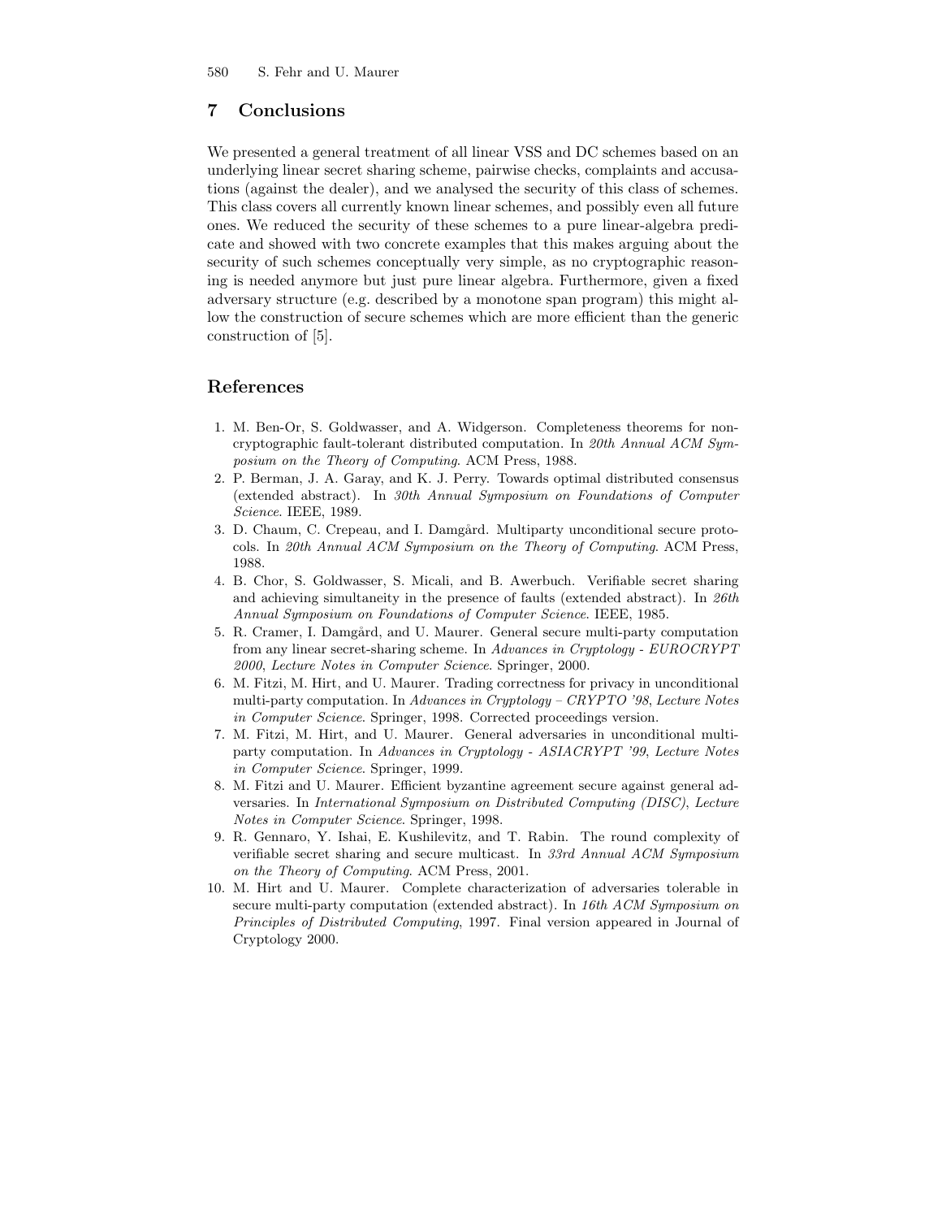## 7 Conclusions

We presented a general treatment of all linear VSS and DC schemes based on an underlying linear secret sharing scheme, pairwise checks, complaints and accusations (against the dealer), and we analysed the security of this class of schemes. This class covers all currently known linear schemes, and possibly even all future ones. We reduced the security of these schemes to a pure linear-algebra predicate and showed with two concrete examples that this makes arguing about the security of such schemes conceptually very simple, as no cryptographic reasoning is needed anymore but just pure linear algebra. Furthermore, given a fixed adversary structure (e.g. described by a monotone span program) this might allow the construction of secure schemes which are more efficient than the generic construction of [5].

## References

1. M. Ben-Or, S. Goldwasser, and A. Widgerson. Completeness theorems for non-cryptographic fault-tolerant distributed computation. In *20th Annual ACM Symposium on the Theory of Computing*. ACM Press, 1988.
2. P. Berman, J. A. Garay, and K. J. Perry. Towards optimal distributed consensus (extended abstract). In *30th Annual Symposium on Foundations of Computer Science*. IEEE, 1989.
3. D. Chaum, C. Crepeau, and I. Damgård. Multiparty unconditional secure protocols. In *20th Annual ACM Symposium on the Theory of Computing*. ACM Press, 1988.
4. B. Chor, S. Goldwasser, S. Micali, and B. Awerbuch. Verifiable secret sharing and achieving simultaneity in the presence of faults (extended abstract). In *26th Annual Symposium on Foundations of Computer Science*. IEEE, 1985.
5. R. Cramer, I. Damgård, and U. Maurer. General secure multi-party computation from any linear secret-sharing scheme. In *Advances in Cryptology - EUROCRYPT 2000*, *Lecture Notes in Computer Science*. Springer, 2000.
6. M. Fitzi, M. Hirt, and U. Maurer. Trading correctness for privacy in unconditional multi-party computation. In *Advances in Cryptology – CRYPTO '98*, *Lecture Notes in Computer Science*. Springer, 1998. Corrected proceedings version.
7. M. Fitzi, M. Hirt, and U. Maurer. General adversaries in unconditional multi-party computation. In *Advances in Cryptology - ASIACRYPT '99*, *Lecture Notes in Computer Science*. Springer, 1999.
8. M. Fitzi and U. Maurer. Efficient byzantine agreement secure against general adversaries. In *International Symposium on Distributed Computing (DISC)*, *Lecture Notes in Computer Science*. Springer, 1998.
9. R. Gennaro, Y. Ishai, E. Kushilevitz, and T. Rabin. The round complexity of verifiable secret sharing and secure multicast. In *33rd Annual ACM Symposium on the Theory of Computing*. ACM Press, 2001.
10. M. Hirt and U. Maurer. Complete characterization of adversaries tolerable in secure multi-party computation (extended abstract). In *16th ACM Symposium on Principles of Distributed Computing*, 1997. Final version appeared in Journal of Cryptology 2000.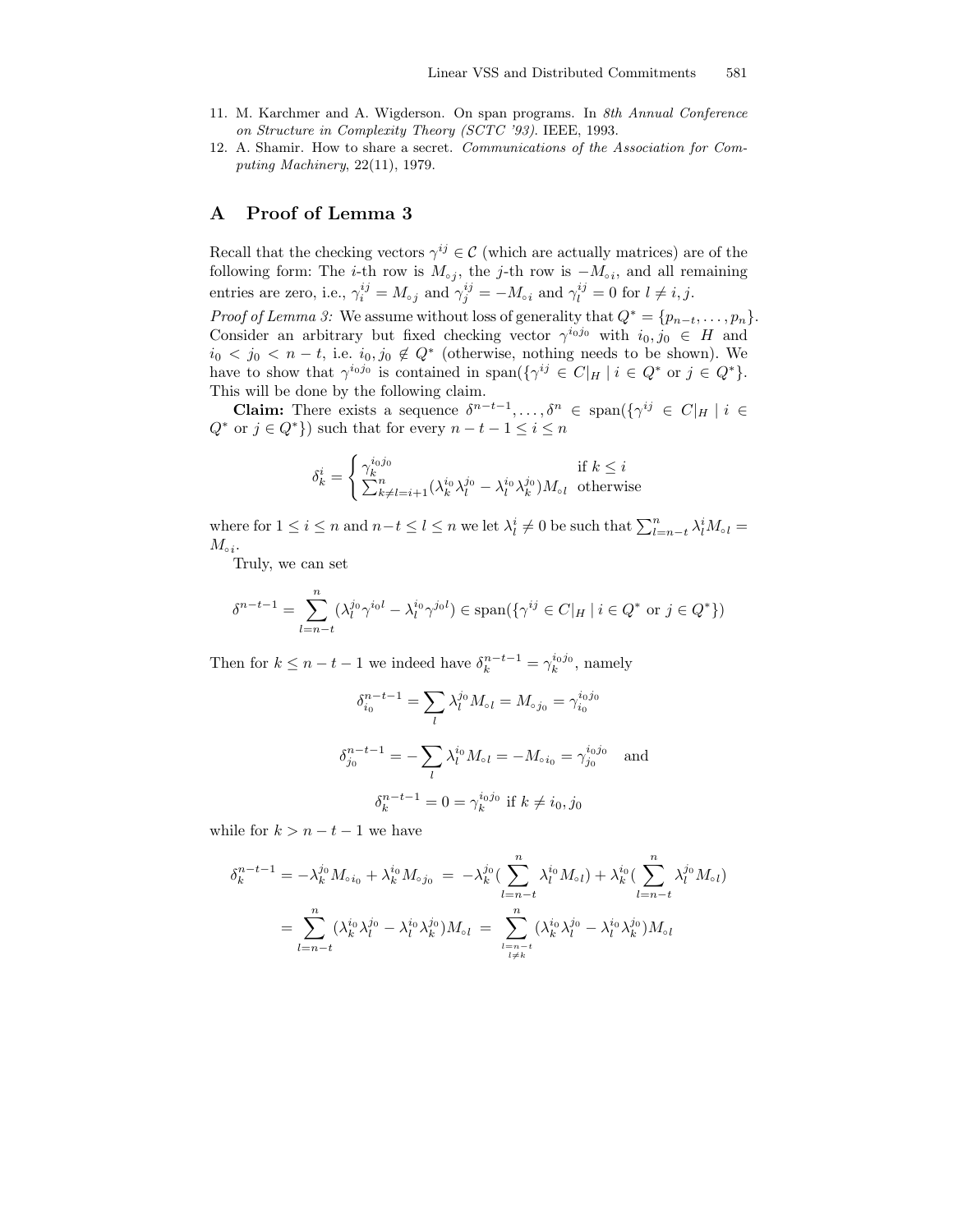11. M. Karchmer and A. Wigderson. On span programs. In *8th Annual Conference on Structure in Complexity Theory (SCTC '93)*. IEEE, 1993.
12. A. Shamir. How to share a secret. *Communications of the Association for Computing Machinery*, 22(11), 1979.

## A Proof of Lemma 3

Recall that the checking vectors $\gamma^{ij} \in \mathcal{C}$ (which are actually matrices) are of the following form: The $i$-th row is $M_{\circ j}$, the $j$-th row is $-M_{\circ i}$, and all remaining entries are zero, i.e., $\gamma_i^{ij} = M_{\circ j}$ and $\gamma_j^{ij} = -M_{\circ i}$ and $\gamma_l^{ij} = 0$ for $l \neq i, j$.

*Proof of Lemma 3:* We assume without loss of generality that $Q^* = \{p_{n-t}, \dots, p_n\}$. Consider an arbitrary but fixed checking vector $\gamma^{i_0 j_0}$ with $i_0, j_0 \in H$ and $i_0 < j_0 < n - t$, i.e. $i_0, j_0 \notin Q^*$ (otherwise, nothing needs to be shown). We have to show that $\gamma^{i_0 j_0}$ is contained in $\mathrm{span}(\{\gamma^{ij} \in C|_H \mid i \in Q^* \text{ or } j \in Q^*\}$. This will be done by the following claim.

**Claim:** There exists a sequence $\delta^{n-t-1}, \dots, \delta^n \in \mathrm{span}(\{\gamma^{ij} \in C|_H \mid i \in Q^* \text{ or } j \in Q^*\})$ such that for every $n - t - 1 \leq i \leq n$

$$\delta_k^i = \begin{cases} \gamma_k^{i_0 j_0} & \text{if } k \leq i \\ \sum_{k \neq l = i+1}^n (\lambda_k^{i_0} \lambda_l^{j_0} - \lambda_l^{i_0} \lambda_k^{j_0}) M_{\circ l} & \text{otherwise} \end{cases}$$

where for $1 \leq i \leq n$ and $n-t \leq l \leq n$ we let $\lambda_l^i \neq 0$ be such that $\sum_{l=n-t}^n \lambda_l^i M_{\circ l} = M_{\circ i}$.

Truly, we can set

$$\delta^{n-t-1} = \sum_{l=n-t}^{n} (\lambda_l^{j_0} \gamma^{i_0 l} - \lambda_l^{i_0} \gamma^{j_0 l}) \in \mathrm{span}(\{\gamma^{ij} \in C|_H \mid i \in Q^* \text{ or } j \in Q^*\})$$

Then for $k \leq n - t - 1$ we indeed have $\delta_k^{n-t-1} = \gamma_k^{i_0 j_0}$, namely

$$\delta_{i_0}^{n-t-1} = \sum_l \lambda_l^{j_0} M_{\circ l} = M_{\circ j_0} = \gamma_{i_0}^{i_0 j_0}$$

$$\delta_{j_0}^{n-t-1} = -\sum_l \lambda_l^{i_0} M_{\circ l} = -M_{\circ i_0} = \gamma_{j_0}^{i_0 j_0} \quad \text{and}$$

$$\delta_k^{n-t-1} = 0 = \gamma_k^{i_0 j_0} \text{ if } k \neq i_0, j_0$$

while for $k > n - t - 1$ we have

$$\begin{aligned} \delta_k^{n-t-1} &= -\lambda_k^{j_0} M_{\circ i_0} + \lambda_k^{i_0} M_{\circ j_0} \;=\; -\lambda_k^{j_0} (\sum_{l=n-t}^{n} \lambda_l^{i_0} M_{\circ l}) + \lambda_k^{i_0} (\sum_{l=n-t}^{n} \lambda_l^{j_0} M_{\circ l}) \\ &= \sum_{l=n-t}^{n} (\lambda_k^{i_0} \lambda_l^{j_0} - \lambda_l^{i_0} \lambda_k^{j_0}) M_{\circ l} \;=\; \sum_{\substack{l=n-t \\ l \neq k}}^{n} (\lambda_k^{i_0} \lambda_l^{j_0} - \lambda_l^{i_0} \lambda_k^{j_0}) M_{\circ l} \end{aligned}$$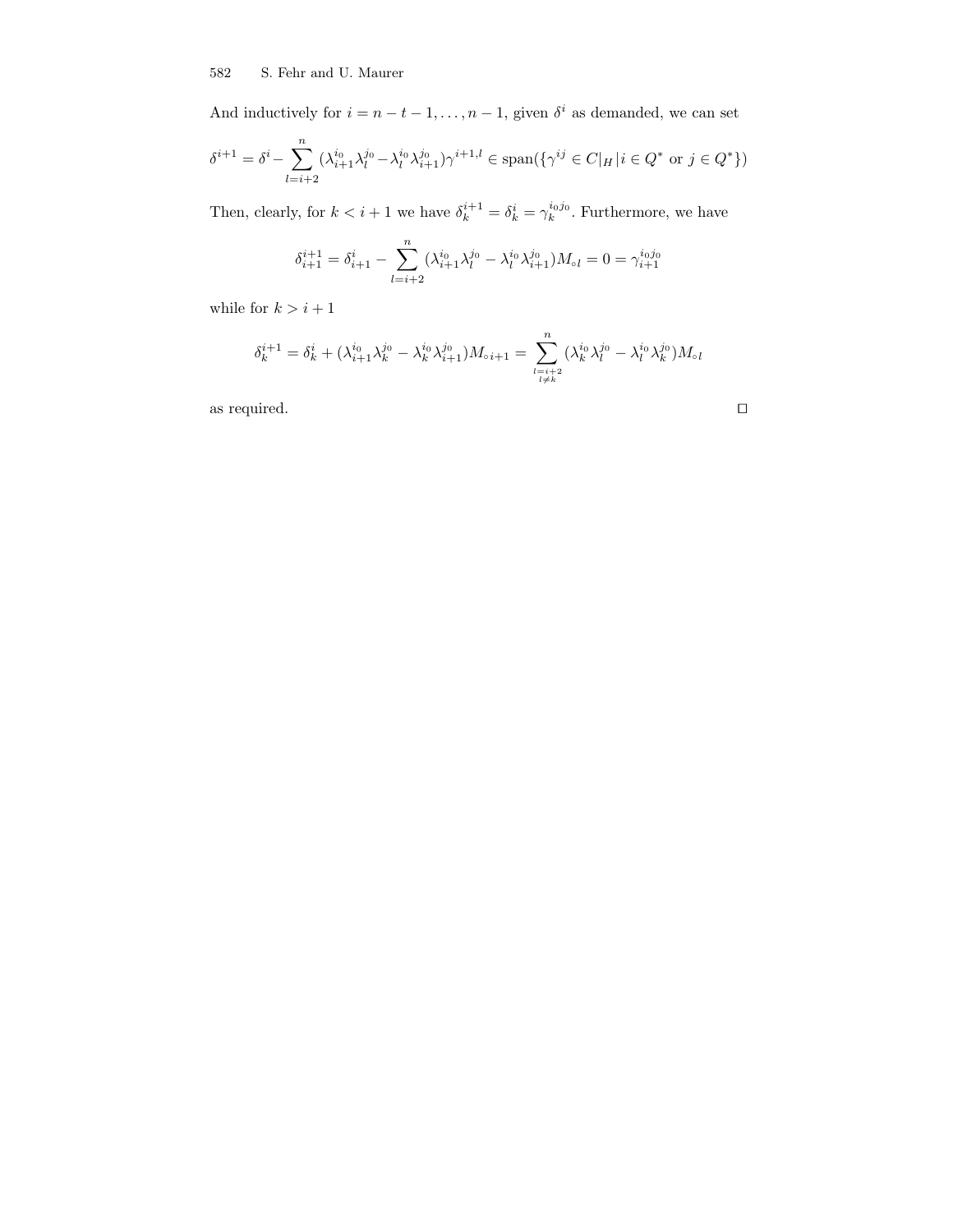And inductively for $i = n-t-1, \ldots, n-1$, given $\delta^i$ as demanded, we can set

$$\delta^{i+1} = \delta^i - \sum_{l=i+2}^{n} (\lambda_{i+1}^{i_0}\lambda_l^{j_0} - \lambda_l^{i_0}\lambda_{i+1}^{j_0})\gamma^{i+1,l} \in \operatorname{span}(\{\gamma^{ij} \in C|_H \,|\, i \in Q^* \text{ or } j \in Q^*\})$$

Then, clearly, for $k < i+1$ we have $\delta_k^{i+1} = \delta_k^i = \gamma_k^{i_0 j_0}$. Furthermore, we have

$$\delta_{i+1}^{i+1} = \delta_{i+1}^i - \sum_{l=i+2}^{n} (\lambda_{i+1}^{i_0}\lambda_l^{j_0} - \lambda_l^{i_0}\lambda_{i+1}^{j_0})M_{\circ l} = 0 = \gamma_{i+1}^{i_0 j_0}$$

while for $k > i+1$

$$\delta_k^{i+1} = \delta_k^i + (\lambda_{i+1}^{i_0}\lambda_k^{j_0} - \lambda_k^{i_0}\lambda_{i+1}^{j_0})M_{\circ i+1} = \sum_{\substack{l=i+2 \\ l \neq k}}^{n} (\lambda_k^{i_0}\lambda_l^{j_0} - \lambda_l^{i_0}\lambda_k^{j_0})M_{\circ l}$$

as required. □